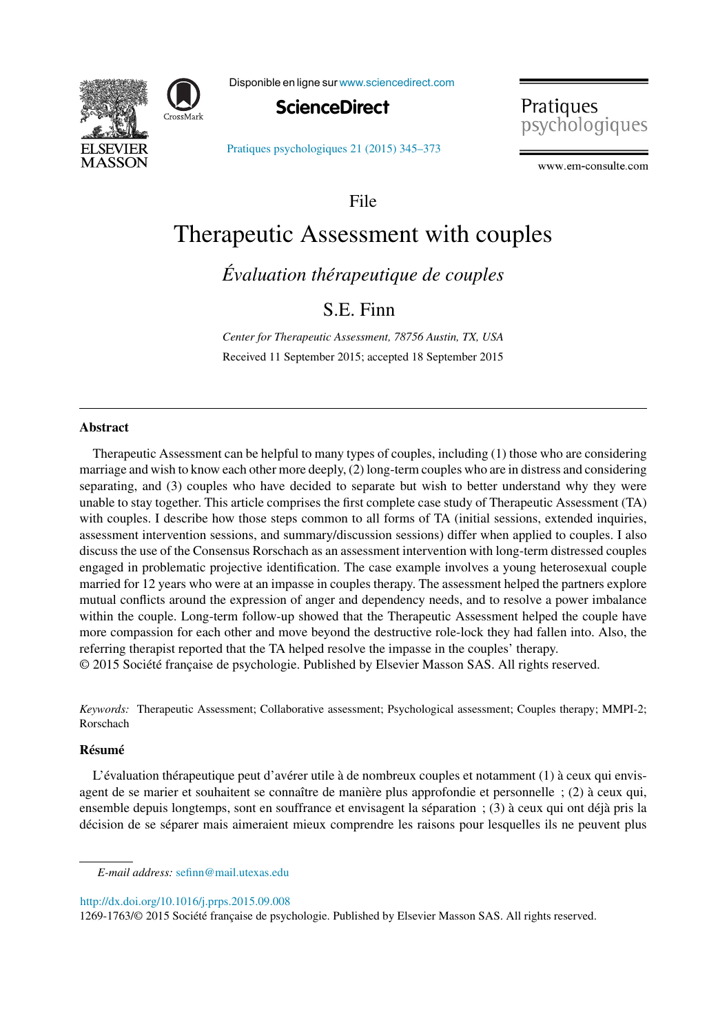File

# Therapeutic Assessment with couples

*Évaluation thérapeutique de couples*

S.E. Finn

*Center for Therapeutic Assessment, 78756 Austin, TX, USA*

Received 11 September 2015; accepted 18 September 2015

## Abstract

Therapeutic Assessment can be helpful to many types of couples, including (1) those who are considering marriage and wish to know each other more deeply, (2) long-term couples who are in distress and considering separating, and (3) couples who have decided to separate but wish to better understand why they were unable to stay together. This article comprises the first complete case study of Therapeutic Assessment (TA) with couples. I describe how those steps common to all forms of TA (initial sessions, extended inquiries, assessment intervention sessions, and summary/discussion sessions) differ when applied to couples. I also discuss the use of the Consensus Rorschach as an assessment intervention with long-term distressed couples engaged in problematic projective identification. The case example involves a young heterosexual couple married for 12 years who were at an impasse in couples therapy. The assessment helped the partners explore mutual conflicts around the expression of anger and dependency needs, and to resolve a power imbalance within the couple. Long-term follow-up showed that the Therapeutic Assessment helped the couple have more compassion for each other and move beyond the destructive role-lock they had fallen into. Also, the referring therapist reported that the TA helped resolve the impasse in the couples' therapy.
© 2015 Société française de psychologie. Published by Elsevier Masson SAS. All rights reserved.

*Keywords:* Therapeutic Assessment; Collaborative assessment; Psychological assessment; Couples therapy; MMPI-2; Rorschach

## Résumé

L'évaluation thérapeutique peut d'avérer utile à de nombreux couples et notamment (1) à ceux qui envisagent de se marier et souhaitent se connaître de manière plus approfondie et personnelle ; (2) à ceux qui, ensemble depuis longtemps, sont en souffrance et envisagent la séparation ; (3) à ceux qui ont déjà pris la décision de se séparer mais aimeraient mieux comprendre les raisons pour lesquelles ils ne peuvent plus

*E-mail address:* sefinn@mail.utexas.edu

http://dx.doi.org/10.1016/j.prps.2015.09.008
1269-1763/© 2015 Société française de psychologie. Published by Elsevier Masson SAS. All rights reserved.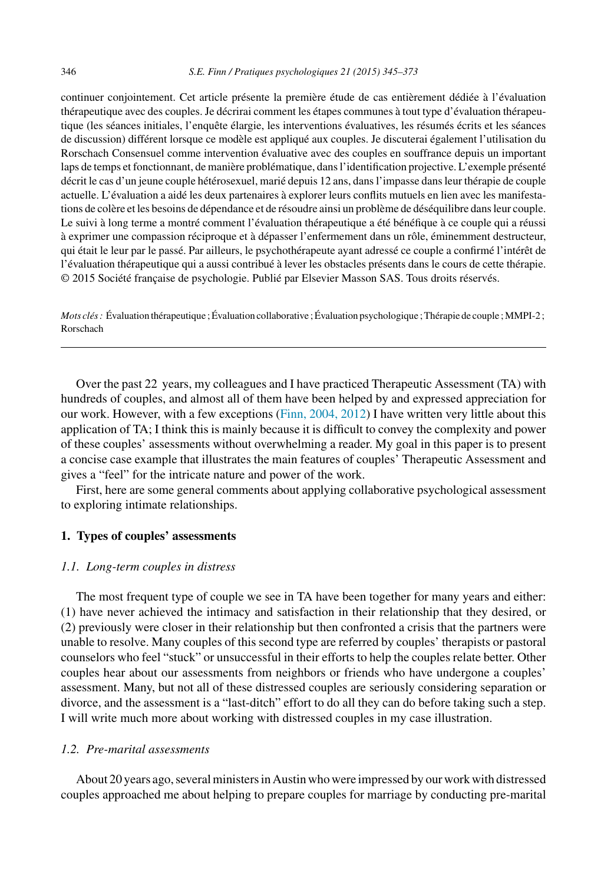continuer conjointement. Cet article présente la première étude de cas entièrement dédiée à l'évaluation thérapeutique avec des couples. Je décrirai comment les étapes communes à tout type d'évaluation thérapeutique (les séances initiales, l'enquête élargie, les interventions évaluatives, les résumés écrits et les séances de discussion) diffèrent lorsque ce modèle est appliqué aux couples. Je discuterai également l'utilisation du Rorschach Consensuel comme intervention évaluative avec des couples en souffrance depuis un important laps de temps et fonctionnant, de manière problématique, dans l'identification projective. L'exemple présenté décrit le cas d'un jeune couple hétérosexuel, marié depuis 12 ans, dans l'impasse dans leur thérapie de couple actuelle. L'évaluation a aidé les deux partenaires à explorer leurs conflits mutuels en lien avec les manifestations de colère et les besoins de dépendance et de résoudre ainsi un problème de déséquilibre dans leur couple. Le suivi à long terme a montré comment l'évaluation thérapeutique a été bénéfique à ce couple qui a réussi à exprimer une compassion réciproque et à dépasser l'enfermement dans un rôle, éminemment destructeur, qui était le leur par le passé. Par ailleurs, le psychothérapeute ayant adressé ce couple a confirmé l'intérêt de l'évaluation thérapeutique qui a aussi contribué à lever les obstacles présents dans le cours de cette thérapie.
© 2015 Société française de psychologie. Publié par Elsevier Masson SAS. Tous droits réservés.

*Mots clés :* Évaluation thérapeutique ; Évaluation collaborative ; Évaluation psychologique ; Thérapie de couple ; MMPI-2 ; Rorschach

---

Over the past 22 years, my colleagues and I have practiced Therapeutic Assessment (TA) with hundreds of couples, and almost all of them have been helped by and expressed appreciation for our work. However, with a few exceptions (Finn, 2004, 2012) I have written very little about this application of TA; I think this is mainly because it is difficult to convey the complexity and power of these couples' assessments without overwhelming a reader. My goal in this paper is to present a concise case example that illustrates the main features of couples' Therapeutic Assessment and gives a "feel" for the intricate nature and power of the work.

First, here are some general comments about applying collaborative psychological assessment to exploring intimate relationships.

## 1. Types of couples' assessments

### *1.1. Long-term couples in distress*

The most frequent type of couple we see in TA have been together for many years and either: (1) have never achieved the intimacy and satisfaction in their relationship that they desired, or (2) previously were closer in their relationship but then confronted a crisis that the partners were unable to resolve. Many couples of this second type are referred by couples' therapists or pastoral counselors who feel "stuck" or unsuccessful in their efforts to help the couples relate better. Other couples hear about our assessments from neighbors or friends who have undergone a couples' assessment. Many, but not all of these distressed couples are seriously considering separation or divorce, and the assessment is a "last-ditch" effort to do all they can do before taking such a step. I will write much more about working with distressed couples in my case illustration.

### *1.2. Pre-marital assessments*

About 20 years ago, several ministers in Austin who were impressed by our work with distressed couples approached me about helping to prepare couples for marriage by conducting pre-marital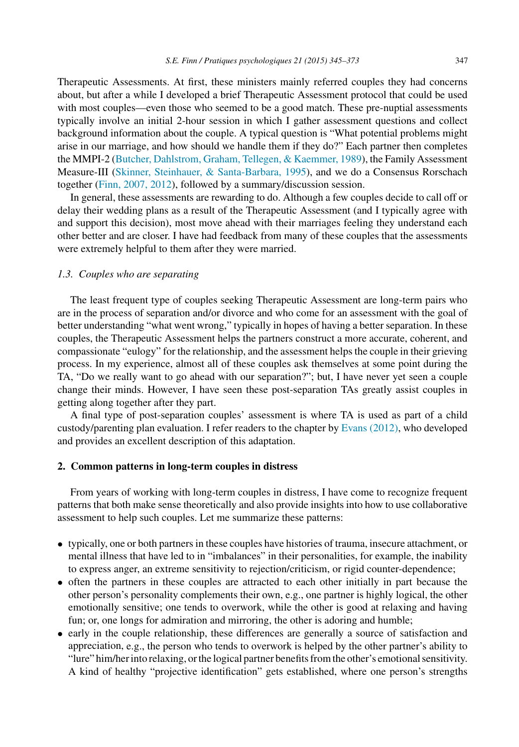Therapeutic Assessments. At first, these ministers mainly referred couples they had concerns about, but after a while I developed a brief Therapeutic Assessment protocol that could be used with most couples—even those who seemed to be a good match. These pre-nuptial assessments typically involve an initial 2-hour session in which I gather assessment questions and collect background information about the couple. A typical question is "What potential problems might arise in our marriage, and how should we handle them if they do?" Each partner then completes the MMPI-2 (Butcher, Dahlstrom, Graham, Tellegen, & Kaemmer, 1989), the Family Assessment Measure-III (Skinner, Steinhauer, & Santa-Barbara, 1995), and we do a Consensus Rorschach together (Finn, 2007, 2012), followed by a summary/discussion session.

In general, these assessments are rewarding to do. Although a few couples decide to call off or delay their wedding plans as a result of the Therapeutic Assessment (and I typically agree with and support this decision), most move ahead with their marriages feeling they understand each other better and are closer. I have had feedback from many of these couples that the assessments were extremely helpful to them after they were married.

### *1.3. Couples who are separating*

The least frequent type of couples seeking Therapeutic Assessment are long-term pairs who are in the process of separation and/or divorce and who come for an assessment with the goal of better understanding "what went wrong," typically in hopes of having a better separation. In these couples, the Therapeutic Assessment helps the partners construct a more accurate, coherent, and compassionate "eulogy" for the relationship, and the assessment helps the couple in their grieving process. In my experience, almost all of these couples ask themselves at some point during the TA, "Do we really want to go ahead with our separation?"; but, I have never yet seen a couple change their minds. However, I have seen these post-separation TAs greatly assist couples in getting along together after they part.

A final type of post-separation couples' assessment is where TA is used as part of a child custody/parenting plan evaluation. I refer readers to the chapter by Evans (2012), who developed and provides an excellent description of this adaptation.

## 2. Common patterns in long-term couples in distress

From years of working with long-term couples in distress, I have come to recognize frequent patterns that both make sense theoretically and also provide insights into how to use collaborative assessment to help such couples. Let me summarize these patterns:

- typically, one or both partners in these couples have histories of trauma, insecure attachment, or mental illness that have led to in "imbalances" in their personalities, for example, the inability to express anger, an extreme sensitivity to rejection/criticism, or rigid counter-dependence;
- often the partners in these couples are attracted to each other initially in part because the other person's personality complements their own, e.g., one partner is highly logical, the other emotionally sensitive; one tends to overwork, while the other is good at relaxing and having fun; or, one longs for admiration and mirroring, the other is adoring and humble;
- early in the couple relationship, these differences are generally a source of satisfaction and appreciation, e.g., the person who tends to overwork is helped by the other partner's ability to "lure" him/her into relaxing, or the logical partner benefits from the other's emotional sensitivity. A kind of healthy "projective identification" gets established, where one person's strengths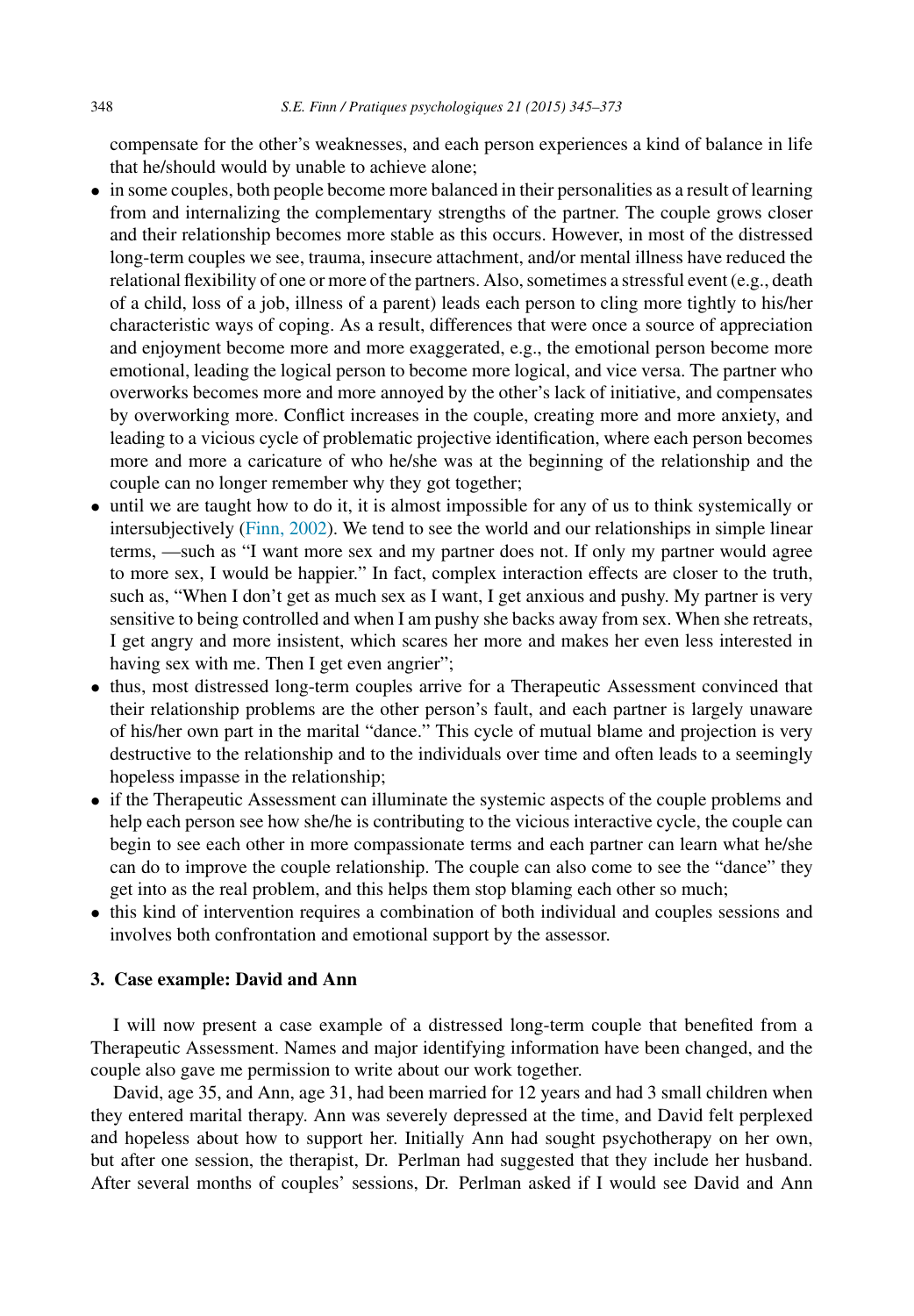compensate for the other's weaknesses, and each person experiences a kind of balance in life that he/should would by unable to achieve alone;

- in some couples, both people become more balanced in their personalities as a result of learning from and internalizing the complementary strengths of the partner. The couple grows closer and their relationship becomes more stable as this occurs. However, in most of the distressed long-term couples we see, trauma, insecure attachment, and/or mental illness have reduced the relational flexibility of one or more of the partners. Also, sometimes a stressful event (e.g., death of a child, loss of a job, illness of a parent) leads each person to cling more tightly to his/her characteristic ways of coping. As a result, differences that were once a source of appreciation and enjoyment become more and more exaggerated, e.g., the emotional person become more emotional, leading the logical person to become more logical, and vice versa. The partner who overworks becomes more and more annoyed by the other's lack of initiative, and compensates by overworking more. Conflict increases in the couple, creating more and more anxiety, and leading to a vicious cycle of problematic projective identification, where each person becomes more and more a caricature of who he/she was at the beginning of the relationship and the couple can no longer remember why they got together;
- until we are taught how to do it, it is almost impossible for any of us to think systemically or intersubjectively (Finn, 2002). We tend to see the world and our relationships in simple linear terms, —such as "I want more sex and my partner does not. If only my partner would agree to more sex, I would be happier." In fact, complex interaction effects are closer to the truth, such as, "When I don't get as much sex as I want, I get anxious and pushy. My partner is very sensitive to being controlled and when I am pushy she backs away from sex. When she retreats, I get angry and more insistent, which scares her more and makes her even less interested in having sex with me. Then I get even angrier";
- thus, most distressed long-term couples arrive for a Therapeutic Assessment convinced that their relationship problems are the other person's fault, and each partner is largely unaware of his/her own part in the marital "dance." This cycle of mutual blame and projection is very destructive to the relationship and to the individuals over time and often leads to a seemingly hopeless impasse in the relationship;
- if the Therapeutic Assessment can illuminate the systemic aspects of the couple problems and help each person see how she/he is contributing to the vicious interactive cycle, the couple can begin to see each other in more compassionate terms and each partner can learn what he/she can do to improve the couple relationship. The couple can also come to see the "dance" they get into as the real problem, and this helps them stop blaming each other so much;
- this kind of intervention requires a combination of both individual and couples sessions and involves both confrontation and emotional support by the assessor.

## 3. Case example: David and Ann

I will now present a case example of a distressed long-term couple that benefited from a Therapeutic Assessment. Names and major identifying information have been changed, and the couple also gave me permission to write about our work together.

David, age 35, and Ann, age 31, had been married for 12 years and had 3 small children when they entered marital therapy. Ann was severely depressed at the time, and David felt perplexed and hopeless about how to support her. Initially Ann had sought psychotherapy on her own, but after one session, the therapist, Dr. Perlman had suggested that they include her husband. After several months of couples' sessions, Dr. Perlman asked if I would see David and Ann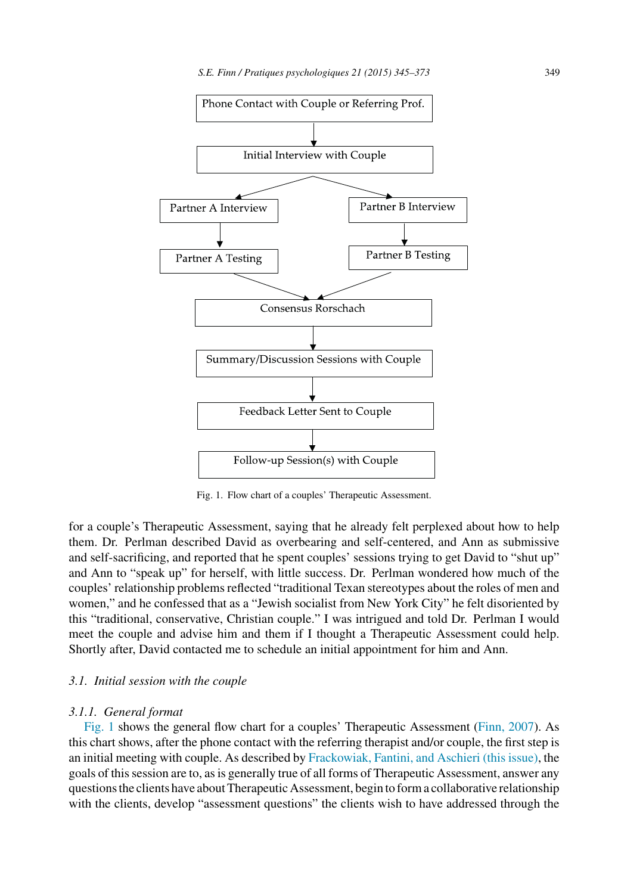Phone Contact with Couple or Referring Prof.

Initial Interview with Couple

Partner A Interview

Partner B Interview

Partner A Testing

Partner B Testing

Consensus Rorschach

Summary/Discussion Sessions with Couple

Feedback Letter Sent to Couple

Follow-up Session(s) with Couple

Fig. 1. Flow chart of a couples' Therapeutic Assessment.

for a couple's Therapeutic Assessment, saying that he already felt perplexed about how to help them. Dr. Perlman described David as overbearing and self-centered, and Ann as submissive and self-sacrificing, and reported that he spent couples' sessions trying to get David to "shut up" and Ann to "speak up" for herself, with little success. Dr. Perlman wondered how much of the couples' relationship problems reflected "traditional Texan stereotypes about the roles of men and women," and he confessed that as a "Jewish socialist from New York City" he felt disoriented by this "traditional, conservative, Christian couple." I was intrigued and told Dr. Perlman I would meet the couple and advise him and them if I thought a Therapeutic Assessment could help. Shortly after, David contacted me to schedule an initial appointment for him and Ann.

### *3.1. Initial session with the couple*

#### *3.1.1. General format*

Fig. 1 shows the general flow chart for a couples' Therapeutic Assessment (Finn, 2007). As this chart shows, after the phone contact with the referring therapist and/or couple, the first step is an initial meeting with couple. As described by Frackowiak, Fantini, and Aschieri (this issue), the goals of this session are to, as is generally true of all forms of Therapeutic Assessment, answer any questions the clients have about Therapeutic Assessment, begin to form a collaborative relationship with the clients, develop "assessment questions" the clients wish to have addressed through the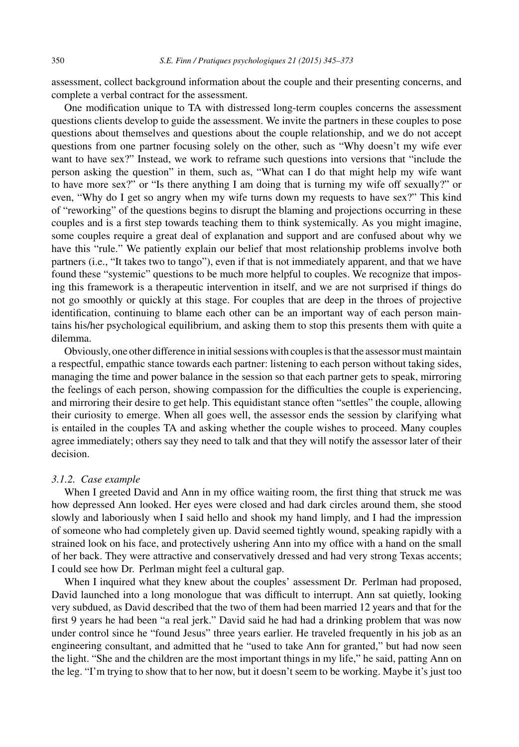assessment, collect background information about the couple and their presenting concerns, and complete a verbal contract for the assessment.

One modification unique to TA with distressed long-term couples concerns the assessment questions clients develop to guide the assessment. We invite the partners in these couples to pose questions about themselves and questions about the couple relationship, and we do not accept questions from one partner focusing solely on the other, such as "Why doesn't my wife ever want to have sex?" Instead, we work to reframe such questions into versions that "include the person asking the question" in them, such as, "What can I do that might help my wife want to have more sex?" or "Is there anything I am doing that is turning my wife off sexually?" or even, "Why do I get so angry when my wife turns down my requests to have sex?" This kind of "reworking" of the questions begins to disrupt the blaming and projections occurring in these couples and is a first step towards teaching them to think systemically. As you might imagine, some couples require a great deal of explanation and support and are confused about why we have this "rule." We patiently explain our belief that most relationship problems involve both partners (i.e., "It takes two to tango"), even if that is not immediately apparent, and that we have found these "systemic" questions to be much more helpful to couples. We recognize that imposing this framework is a therapeutic intervention in itself, and we are not surprised if things do not go smoothly or quickly at this stage. For couples that are deep in the throes of projective identification, continuing to blame each other can be an important way of each person maintains his/her psychological equilibrium, and asking them to stop this presents them with quite a dilemma.

Obviously, one other difference in initial sessions with couples is that the assessor must maintain a respectful, empathic stance towards each partner: listening to each person without taking sides, managing the time and power balance in the session so that each partner gets to speak, mirroring the feelings of each person, showing compassion for the difficulties the couple is experiencing, and mirroring their desire to get help. This equidistant stance often "settles" the couple, allowing their curiosity to emerge. When all goes well, the assessor ends the session by clarifying what is entailed in the couples TA and asking whether the couple wishes to proceed. Many couples agree immediately; others say they need to talk and that they will notify the assessor later of their decision.

#### *3.1.2. Case example*

When I greeted David and Ann in my office waiting room, the first thing that struck me was how depressed Ann looked. Her eyes were closed and had dark circles around them, she stood slowly and laboriously when I said hello and shook my hand limply, and I had the impression of someone who had completely given up. David seemed tightly wound, speaking rapidly with a strained look on his face, and protectively ushering Ann into my office with a hand on the small of her back. They were attractive and conservatively dressed and had very strong Texas accents; I could see how Dr. Perlman might feel a cultural gap.

When I inquired what they knew about the couples' assessment Dr. Perlman had proposed, David launched into a long monologue that was difficult to interrupt. Ann sat quietly, looking very subdued, as David described that the two of them had been married 12 years and that for the first 9 years he had been "a real jerk." David said he had had a drinking problem that was now under control since he "found Jesus" three years earlier. He traveled frequently in his job as an engineering consultant, and admitted that he "used to take Ann for granted," but had now seen the light. "She and the children are the most important things in my life," he said, patting Ann on the leg. "I'm trying to show that to her now, but it doesn't seem to be working. Maybe it's just too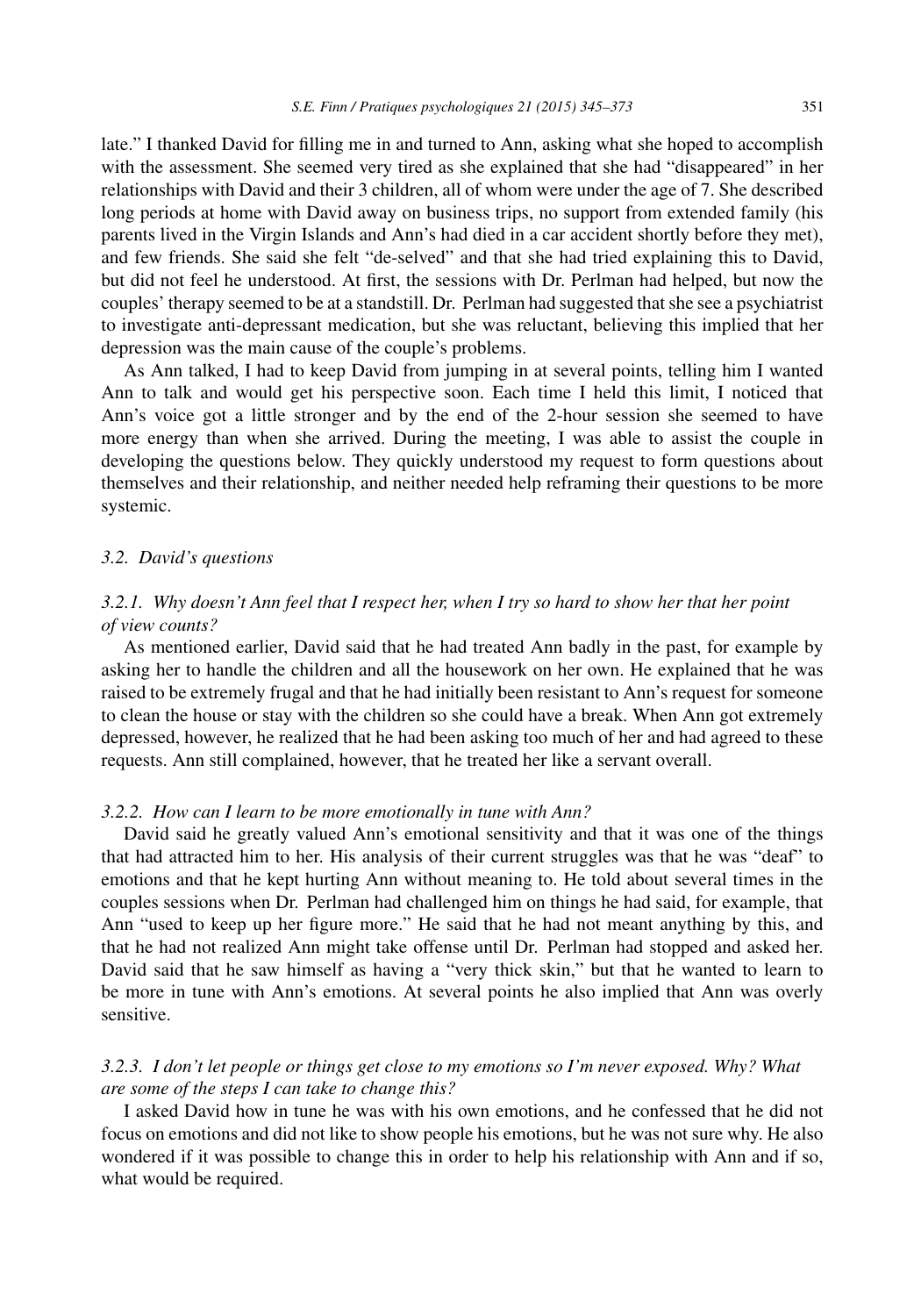late." I thanked David for filling me in and turned to Ann, asking what she hoped to accomplish with the assessment. She seemed very tired as she explained that she had "disappeared" in her relationships with David and their 3 children, all of whom were under the age of 7. She described long periods at home with David away on business trips, no support from extended family (his parents lived in the Virgin Islands and Ann's had died in a car accident shortly before they met), and few friends. She said she felt "de-selved" and that she had tried explaining this to David, but did not feel he understood. At first, the sessions with Dr. Perlman had helped, but now the couples' therapy seemed to be at a standstill. Dr. Perlman had suggested that she see a psychiatrist to investigate anti-depressant medication, but she was reluctant, believing this implied that her depression was the main cause of the couple's problems.

As Ann talked, I had to keep David from jumping in at several points, telling him I wanted Ann to talk and would get his perspective soon. Each time I held this limit, I noticed that Ann's voice got a little stronger and by the end of the 2-hour session she seemed to have more energy than when she arrived. During the meeting, I was able to assist the couple in developing the questions below. They quickly understood my request to form questions about themselves and their relationship, and neither needed help reframing their questions to be more systemic.

### 3.2. *David's questions*

#### 3.2.1. *Why doesn't Ann feel that I respect her, when I try so hard to show her that her point of view counts?*

As mentioned earlier, David said that he had treated Ann badly in the past, for example by asking her to handle the children and all the housework on her own. He explained that he was raised to be extremely frugal and that he had initially been resistant to Ann's request for someone to clean the house or stay with the children so she could have a break. When Ann got extremely depressed, however, he realized that he had been asking too much of her and had agreed to these requests. Ann still complained, however, that he treated her like a servant overall.

#### 3.2.2. *How can I learn to be more emotionally in tune with Ann?*

David said he greatly valued Ann's emotional sensitivity and that it was one of the things that had attracted him to her. His analysis of their current struggles was that he was "deaf" to emotions and that he kept hurting Ann without meaning to. He told about several times in the couples sessions when Dr. Perlman had challenged him on things he had said, for example, that Ann "used to keep up her figure more." He said that he had not meant anything by this, and that he had not realized Ann might take offense until Dr. Perlman had stopped and asked her. David said that he saw himself as having a "very thick skin," but that he wanted to learn to be more in tune with Ann's emotions. At several points he also implied that Ann was overly sensitive.

#### 3.2.3. *I don't let people or things get close to my emotions so I'm never exposed. Why? What are some of the steps I can take to change this?*

I asked David how in tune he was with his own emotions, and he confessed that he did not focus on emotions and did not like to show people his emotions, but he was not sure why. He also wondered if it was possible to change this in order to help his relationship with Ann and if so, what would be required.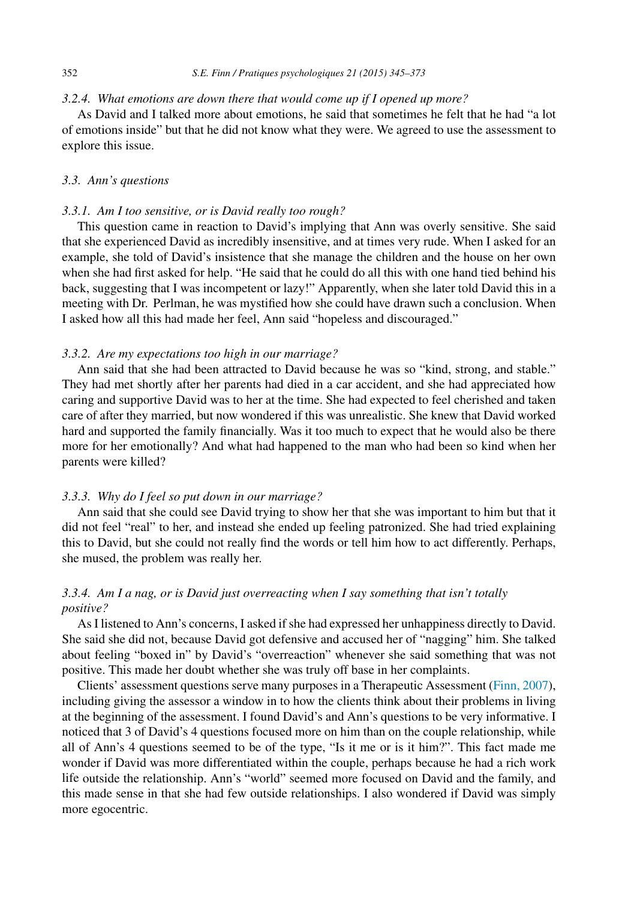#### *3.2.4. What emotions are down there that would come up if I opened up more?*

As David and I talked more about emotions, he said that sometimes he felt that he had “a lot of emotions inside” but that he did not know what they were. We agreed to use the assessment to explore this issue.

### *3.3. Ann’s questions*

#### *3.3.1. Am I too sensitive, or is David really too rough?*

This question came in reaction to David’s implying that Ann was overly sensitive. She said that she experienced David as incredibly insensitive, and at times very rude. When I asked for an example, she told of David’s insistence that she manage the children and the house on her own when she had first asked for help. “He said that he could do all this with one hand tied behind his back, suggesting that I was incompetent or lazy!” Apparently, when she later told David this in a meeting with Dr. Perlman, he was mystified how she could have drawn such a conclusion. When I asked how all this had made her feel, Ann said “hopeless and discouraged.”

#### *3.3.2. Are my expectations too high in our marriage?*

Ann said that she had been attracted to David because he was so “kind, strong, and stable.” They had met shortly after her parents had died in a car accident, and she had appreciated how caring and supportive David was to her at the time. She had expected to feel cherished and taken care of after they married, but now wondered if this was unrealistic. She knew that David worked hard and supported the family financially. Was it too much to expect that he would also be there more for her emotionally? And what had happened to the man who had been so kind when her parents were killed?

#### *3.3.3. Why do I feel so put down in our marriage?*

Ann said that she could see David trying to show her that she was important to him but that it did not feel “real” to her, and instead she ended up feeling patronized. She had tried explaining this to David, but she could not really find the words or tell him how to act differently. Perhaps, she mused, the problem was really her.

#### *3.3.4. Am I a nag, or is David just overreacting when I say something that isn’t totally positive?*

As I listened to Ann’s concerns, I asked if she had expressed her unhappiness directly to David. She said she did not, because David got defensive and accused her of “nagging” him. She talked about feeling “boxed in” by David’s “overreaction” whenever she said something that was not positive. This made her doubt whether she was truly off base in her complaints.

Clients’ assessment questions serve many purposes in a Therapeutic Assessment (Finn, 2007), including giving the assessor a window in to how the clients think about their problems in living at the beginning of the assessment. I found David’s and Ann’s questions to be very informative. I noticed that 3 of David’s 4 questions focused more on him than on the couple relationship, while all of Ann’s 4 questions seemed to be of the type, “Is it me or is it him?”. This fact made me wonder if David was more differentiated within the couple, perhaps because he had a rich work life outside the relationship. Ann’s “world” seemed more focused on David and the family, and this made sense in that she had few outside relationships. I also wondered if David was simply more egocentric.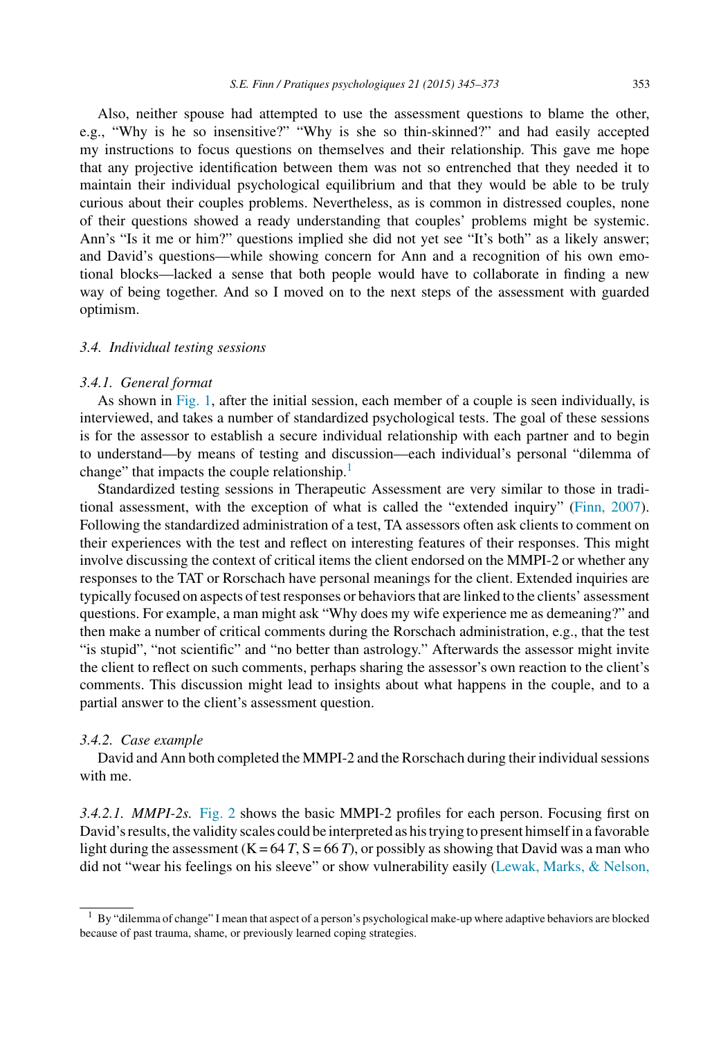Also, neither spouse had attempted to use the assessment questions to blame the other, e.g., "Why is he so insensitive?" "Why is she so thin-skinned?" and had easily accepted my instructions to focus questions on themselves and their relationship. This gave me hope that any projective identification between them was not so entrenched that they needed it to maintain their individual psychological equilibrium and that they would be able to be truly curious about their couples problems. Nevertheless, as is common in distressed couples, none of their questions showed a ready understanding that couples' problems might be systemic. Ann's "Is it me or him?" questions implied she did not yet see "It's both" as a likely answer; and David's questions—while showing concern for Ann and a recognition of his own emotional blocks—lacked a sense that both people would have to collaborate in finding a new way of being together. And so I moved on to the next steps of the assessment with guarded optimism.

### *3.4. Individual testing sessions*

#### *3.4.1. General format*

As shown in Fig. 1, after the initial session, each member of a couple is seen individually, is interviewed, and takes a number of standardized psychological tests. The goal of these sessions is for the assessor to establish a secure individual relationship with each partner and to begin to understand—by means of testing and discussion—each individual's personal "dilemma of change" that impacts the couple relationship.[1]

Standardized testing sessions in Therapeutic Assessment are very similar to those in traditional assessment, with the exception of what is called the "extended inquiry" (Finn, 2007). Following the standardized administration of a test, TA assessors often ask clients to comment on their experiences with the test and reflect on interesting features of their responses. This might involve discussing the context of critical items the client endorsed on the MMPI-2 or whether any responses to the TAT or Rorschach have personal meanings for the client. Extended inquiries are typically focused on aspects of test responses or behaviors that are linked to the clients' assessment questions. For example, a man might ask "Why does my wife experience me as demeaning?" and then make a number of critical comments during the Rorschach administration, e.g., that the test "is stupid", "not scientific" and "no better than astrology." Afterwards the assessor might invite the client to reflect on such comments, perhaps sharing the assessor's own reaction to the client's comments. This discussion might lead to insights about what happens in the couple, and to a partial answer to the client's assessment question.

#### *3.4.2. Case example*

David and Ann both completed the MMPI-2 and the Rorschach during their individual sessions with me.

*3.4.2.1. MMPI-2s.* Fig. 2 shows the basic MMPI-2 profiles for each person. Focusing first on David's results, the validity scales could be interpreted as his trying to present himself in a favorable light during the assessment (K = 64 *T*, S = 66 *T*), or possibly as showing that David was a man who did not "wear his feelings on his sleeve" or show vulnerability easily (Lewak, Marks, & Nelson,

[1] By "dilemma of change" I mean that aspect of a person's psychological make-up where adaptive behaviors are blocked because of past trauma, shame, or previously learned coping strategies.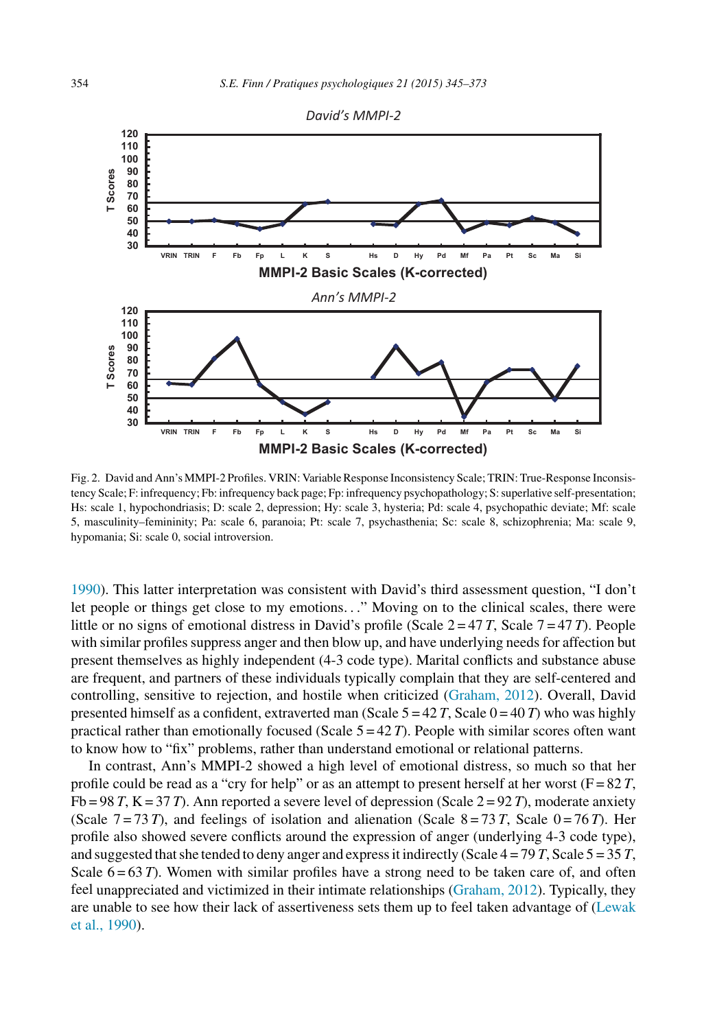Fig. 2. David and Ann's MMPI-2 Profiles. VRIN: Variable Response Inconsistency Scale; TRIN: True-Response Inconsistency Scale; F: infrequency; Fb: infrequency back page; Fp: infrequency psychopathology; S: superlative self-presentation; Hs: scale 1, hypochondriasis; D: scale 2, depression; Hy: scale 3, hysteria; Pd: scale 4, psychopathic deviate; Mf: scale 5, masculinity–femininity; Pa: scale 6, paranoia; Pt: scale 7, psychasthenia; Sc: scale 8, schizophrenia; Ma: scale 9, hypomania; Si: scale 0, social introversion.

1990). This latter interpretation was consistent with David's third assessment question, "I don't let people or things get close to my emotions..." Moving on to the clinical scales, there were little or no signs of emotional distress in David's profile (Scale 2 = 47 *T*, Scale 7 = 47 *T*). People with similar profiles suppress anger and then blow up, and have underlying needs for affection but present themselves as highly independent (4-3 code type). Marital conflicts and substance abuse are frequent, and partners of these individuals typically complain that they are self-centered and controlling, sensitive to rejection, and hostile when criticized (Graham, 2012). Overall, David presented himself as a confident, extraverted man (Scale 5 = 42 *T*, Scale 0 = 40 *T*) who was highly practical rather than emotionally focused (Scale 5 = 42 *T*). People with similar scores often want to know how to "fix" problems, rather than understand emotional or relational patterns.

In contrast, Ann's MMPI-2 showed a high level of emotional distress, so much so that her profile could be read as a "cry for help" or as an attempt to present herself at her worst (F = 82 *T*, Fb = 98 *T*, K = 37 *T*). Ann reported a severe level of depression (Scale 2 = 92 *T*), moderate anxiety (Scale 7 = 73 *T*), and feelings of isolation and alienation (Scale 8 = 73 *T*, Scale 0 = 76 *T*). Her profile also showed severe conflicts around the expression of anger (underlying 4-3 code type), and suggested that she tended to deny anger and express it indirectly (Scale 4 = 79 *T*, Scale 5 = 35 *T*, Scale 6 = 63 *T*). Women with similar profiles have a strong need to be taken care of, and often feel unappreciated and victimized in their intimate relationships (Graham, 2012). Typically, they are unable to see how their lack of assertiveness sets them up to feel taken advantage of (Lewak et al., 1990).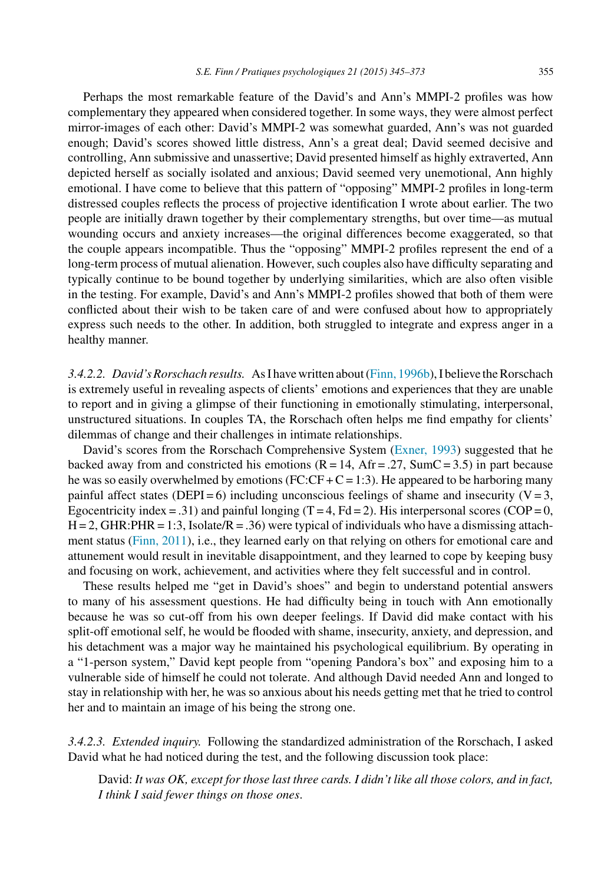Perhaps the most remarkable feature of the David's and Ann's MMPI-2 profiles was how complementary they appeared when considered together. In some ways, they were almost perfect mirror-images of each other: David's MMPI-2 was somewhat guarded, Ann's was not guarded enough; David's scores showed little distress, Ann's a great deal; David seemed decisive and controlling, Ann submissive and unassertive; David presented himself as highly extraverted, Ann depicted herself as socially isolated and anxious; David seemed very unemotional, Ann highly emotional. I have come to believe that this pattern of "opposing" MMPI-2 profiles in long-term distressed couples reflects the process of projective identification I wrote about earlier. The two people are initially drawn together by their complementary strengths, but over time—as mutual wounding occurs and anxiety increases—the original differences become exaggerated, so that the couple appears incompatible. Thus the "opposing" MMPI-2 profiles represent the end of a long-term process of mutual alienation. However, such couples also have difficulty separating and typically continue to be bound together by underlying similarities, which are also often visible in the testing. For example, David's and Ann's MMPI-2 profiles showed that both of them were conflicted about their wish to be taken care of and were confused about how to appropriately express such needs to the other. In addition, both struggled to integrate and express anger in a healthy manner.

*3.4.2.2. David's Rorschach results.* As I have written about (Finn, 1996b), I believe the Rorschach is extremely useful in revealing aspects of clients' emotions and experiences that they are unable to report and in giving a glimpse of their functioning in emotionally stimulating, interpersonal, unstructured situations. In couples TA, the Rorschach often helps me find empathy for clients' dilemmas of change and their challenges in intimate relationships.

David's scores from the Rorschach Comprehensive System (Exner, 1993) suggested that he backed away from and constricted his emotions (R = 14, Afr = .27, SumC = 3.5) in part because he was so easily overwhelmed by emotions (FC:CF + C = 1:3). He appeared to be harboring many painful affect states (DEPI = 6) including unconscious feelings of shame and insecurity (V = 3, Egocentricity index = .31) and painful longing (T = 4, Fd = 2). His interpersonal scores (COP = 0, H = 2, GHR:PHR = 1:3, Isolate/R = .36) were typical of individuals who have a dismissing attachment status (Finn, 2011), i.e., they learned early on that relying on others for emotional care and attunement would result in inevitable disappointment, and they learned to cope by keeping busy and focusing on work, achievement, and activities where they felt successful and in control.

These results helped me "get in David's shoes" and begin to understand potential answers to many of his assessment questions. He had difficulty being in touch with Ann emotionally because he was so cut-off from his own deeper feelings. If David did make contact with his split-off emotional self, he would be flooded with shame, insecurity, anxiety, and depression, and his detachment was a major way he maintained his psychological equilibrium. By operating in a "1-person system," David kept people from "opening Pandora's box" and exposing him to a vulnerable side of himself he could not tolerate. And although David needed Ann and longed to stay in relationship with her, he was so anxious about his needs getting met that he tried to control her and to maintain an image of his being the strong one.

*3.4.2.3. Extended inquiry.* Following the standardized administration of the Rorschach, I asked David what he had noticed during the test, and the following discussion took place:

> David: *It was OK, except for those last three cards. I didn't like all those colors, and in fact, I think I said fewer things on those ones.*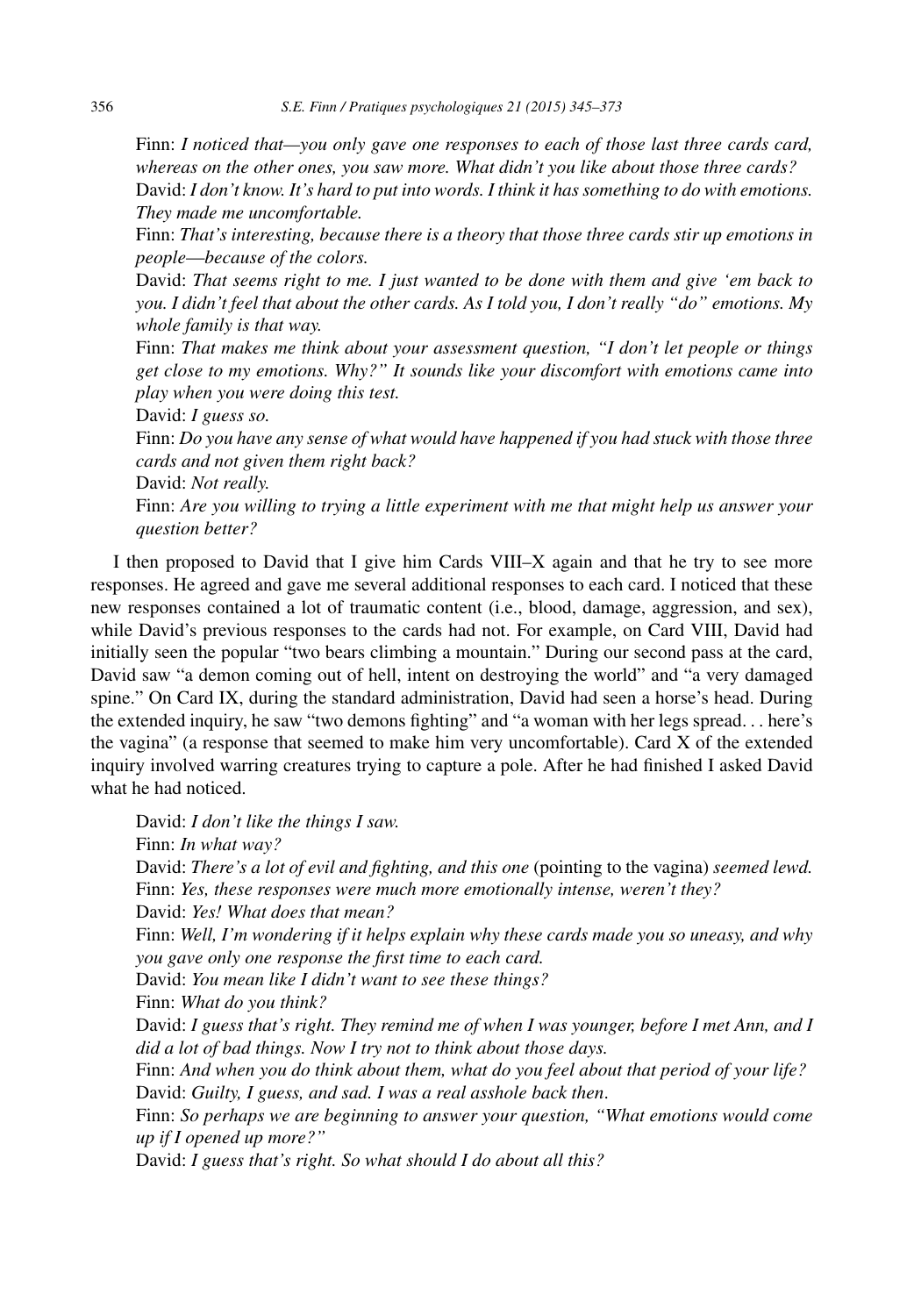Finn: *I noticed that—you only gave one responses to each of those last three cards card, whereas on the other ones, you saw more. What didn't you like about those three cards?*

David: *I don't know. It's hard to put into words. I think it has something to do with emotions. They made me uncomfortable.*

Finn: *That's interesting, because there is a theory that those three cards stir up emotions in people—because of the colors.*

David: *That seems right to me. I just wanted to be done with them and give 'em back to you. I didn't feel that about the other cards. As I told you, I don't really "do" emotions. My whole family is that way.*

Finn: *That makes me think about your assessment question, "I don't let people or things get close to my emotions. Why?" It sounds like your discomfort with emotions came into play when you were doing this test.*

David: *I guess so.*

Finn: *Do you have any sense of what would have happened if you had stuck with those three cards and not given them right back?*

David: *Not really.*

Finn: *Are you willing to trying a little experiment with me that might help us answer your question better?*

I then proposed to David that I give him Cards VIII–X again and that he try to see more responses. He agreed and gave me several additional responses to each card. I noticed that these new responses contained a lot of traumatic content (i.e., blood, damage, aggression, and sex), while David's previous responses to the cards had not. For example, on Card VIII, David had initially seen the popular "two bears climbing a mountain." During our second pass at the card, David saw "a demon coming out of hell, intent on destroying the world" and "a very damaged spine." On Card IX, during the standard administration, David had seen a horse's head. During the extended inquiry, he saw "two demons fighting" and "a woman with her legs spread. . . here's the vagina" (a response that seemed to make him very uncomfortable). Card X of the extended inquiry involved warring creatures trying to capture a pole. After he had finished I asked David what he had noticed.

David: *I don't like the things I saw.*

Finn: *In what way?*

David: *There's a lot of evil and fighting, and this one* (pointing to the vagina) *seemed lewd.*

Finn: *Yes, these responses were much more emotionally intense, weren't they?*

David: *Yes! What does that mean?*

Finn: *Well, I'm wondering if it helps explain why these cards made you so uneasy, and why you gave only one response the first time to each card.*

David: *You mean like I didn't want to see these things?*

Finn: *What do you think?*

David: *I guess that's right. They remind me of when I was younger, before I met Ann, and I did a lot of bad things. Now I try not to think about those days.*

Finn: *And when you do think about them, what do you feel about that period of your life?*

David: *Guilty, I guess, and sad. I was a real asshole back then*.

Finn: *So perhaps we are beginning to answer your question, "What emotions would come up if I opened up more?"*

David: *I guess that's right. So what should I do about all this?*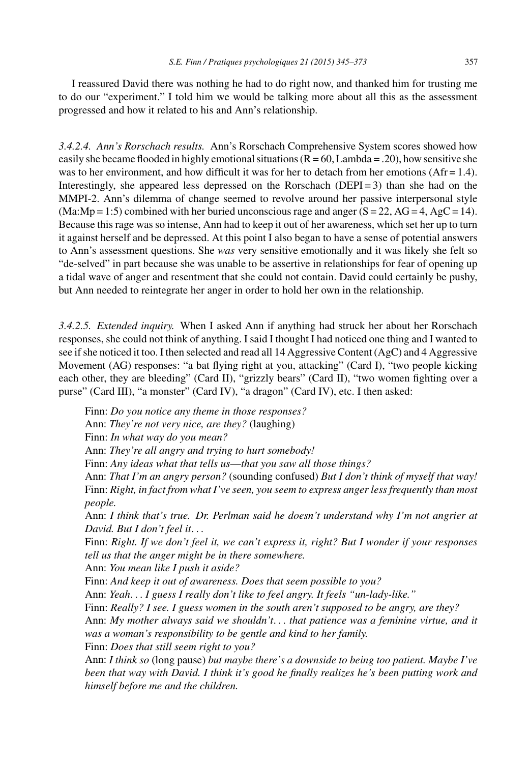I reassured David there was nothing he had to do right now, and thanked him for trusting me to do our "experiment." I told him we would be talking more about all this as the assessment progressed and how it related to his and Ann's relationship.

*3.4.2.4. Ann's Rorschach results.* Ann's Rorschach Comprehensive System scores showed how easily she became flooded in highly emotional situations (R = 60, Lambda = .20), how sensitive she was to her environment, and how difficult it was for her to detach from her emotions (Afr = 1.4). Interestingly, she appeared less depressed on the Rorschach (DEPI = 3) than she had on the MMPI-2. Ann's dilemma of change seemed to revolve around her passive interpersonal style (Ma:Mp = 1:5) combined with her buried unconscious rage and anger (S = 22, AG = 4, AgC = 14). Because this rage was so intense, Ann had to keep it out of her awareness, which set her up to turn it against herself and be depressed. At this point I also began to have a sense of potential answers to Ann's assessment questions. She *was* very sensitive emotionally and it was likely she felt so "de-selved" in part because she was unable to be assertive in relationships for fear of opening up a tidal wave of anger and resentment that she could not contain. David could certainly be pushy, but Ann needed to reintegrate her anger in order to hold her own in the relationship.

*3.4.2.5. Extended inquiry.* When I asked Ann if anything had struck her about her Rorschach responses, she could not think of anything. I said I thought I had noticed one thing and I wanted to see if she noticed it too. I then selected and read all 14 Aggressive Content (AgC) and 4 Aggressive Movement (AG) responses: "a bat flying right at you, attacking" (Card I), "two people kicking each other, they are bleeding" (Card II), "grizzly bears" (Card II), "two women fighting over a purse" (Card III), "a monster" (Card IV), "a dragon" (Card IV), etc. I then asked:

> Finn: *Do you notice any theme in those responses?*
>
> Ann: *They're not very nice, are they?* (laughing)
>
> Finn: *In what way do you mean?*
>
> Ann: *They're all angry and trying to hurt somebody!*
>
> Finn: *Any ideas what that tells us—that you saw all those things?*
>
> Ann: *That I'm an angry person?* (sounding confused) *But I don't think of myself that way!*
>
> Finn: *Right, in fact from what I've seen, you seem to express anger less frequently than most people.*
>
> Ann: *I think that's true. Dr. Perlman said he doesn't understand why I'm not angrier at David. But I don't feel it...*
>
> Finn: *Right. If we don't feel it, we can't express it, right? But I wonder if your responses tell us that the anger might be in there somewhere.*
>
> Ann: *You mean like I push it aside?*
>
> Finn: *And keep it out of awareness. Does that seem possible to you?*
>
> Ann: *Yeah... I guess I really don't like to feel angry. It feels "un-lady-like."*
>
> Finn: *Really? I see. I guess women in the south aren't supposed to be angry, are they?*
>
> Ann: *My mother always said we shouldn't... that patience was a feminine virtue, and it was a woman's responsibility to be gentle and kind to her family.*
>
> Finn: *Does that still seem right to you?*
>
> Ann: *I think so* (long pause) *but maybe there's a downside to being too patient. Maybe I've been that way with David. I think it's good he finally realizes he's been putting work and himself before me and the children.*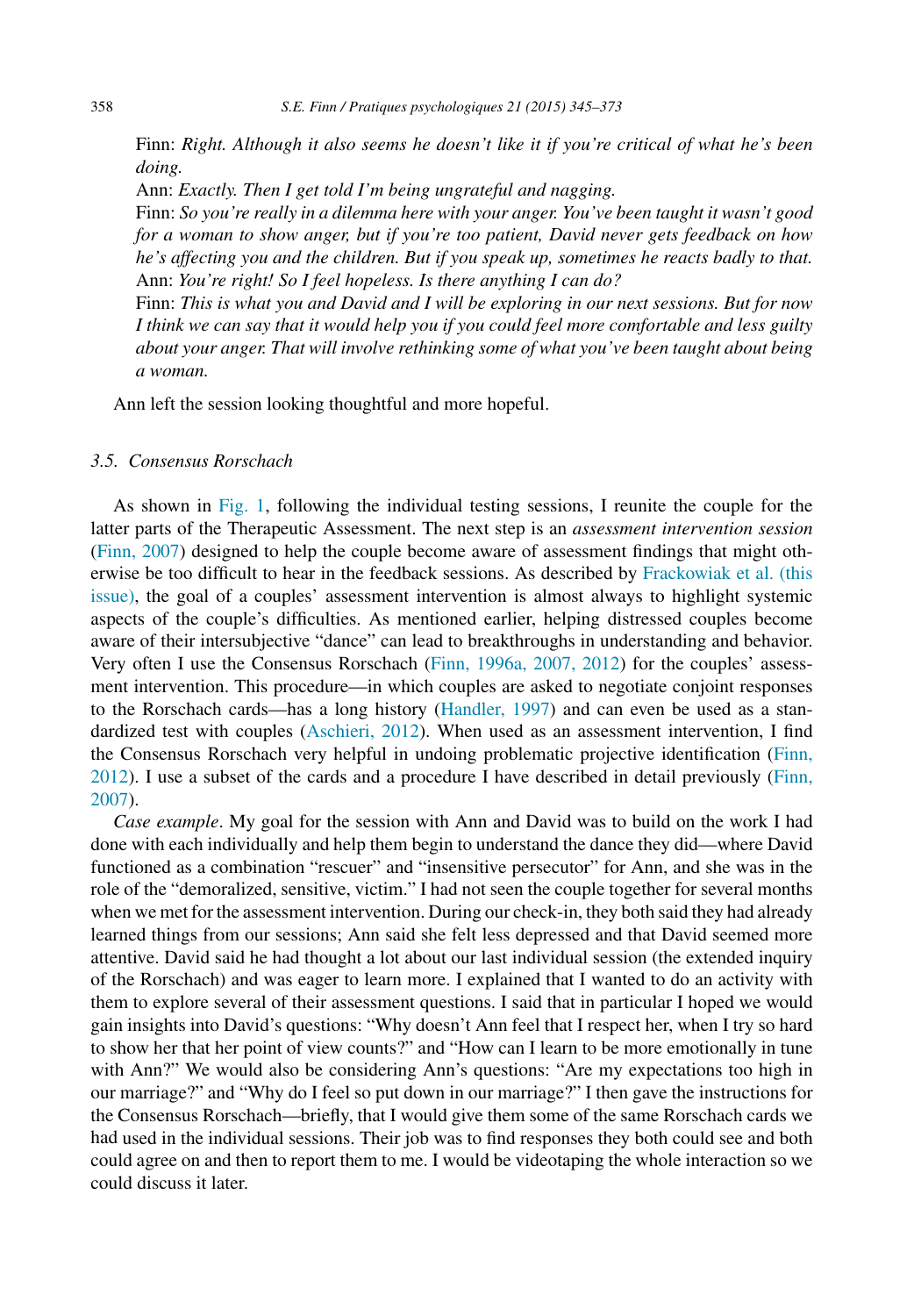Finn: *Right. Although it also seems he doesn't like it if you're critical of what he's been doing.*

Ann: *Exactly. Then I get told I'm being ungrateful and nagging.*

Finn: *So you're really in a dilemma here with your anger. You've been taught it wasn't good for a woman to show anger, but if you're too patient, David never gets feedback on how he's affecting you and the children. But if you speak up, sometimes he reacts badly to that.*

Ann: *You're right! So I feel hopeless. Is there anything I can do?*

Finn: *This is what you and David and I will be exploring in our next sessions. But for now I think we can say that it would help you if you could feel more comfortable and less guilty about your anger. That will involve rethinking some of what you've been taught about being a woman.*

Ann left the session looking thoughtful and more hopeful.

### 3.5. Consensus Rorschach

As shown in Fig. 1, following the individual testing sessions, I reunite the couple for the latter parts of the Therapeutic Assessment. The next step is an *assessment intervention session* (Finn, 2007) designed to help the couple become aware of assessment findings that might otherwise be too difficult to hear in the feedback sessions. As described by Frackowiak et al. (this issue), the goal of a couples' assessment intervention is almost always to highlight systemic aspects of the couple's difficulties. As mentioned earlier, helping distressed couples become aware of their intersubjective "dance" can lead to breakthroughs in understanding and behavior. Very often I use the Consensus Rorschach (Finn, 1996a, 2007, 2012) for the couples' assessment intervention. This procedure—in which couples are asked to negotiate conjoint responses to the Rorschach cards—has a long history (Handler, 1997) and can even be used as a standardized test with couples (Aschieri, 2012). When used as an assessment intervention, I find the Consensus Rorschach very helpful in undoing problematic projective identification (Finn, 2012). I use a subset of the cards and a procedure I have described in detail previously (Finn, 2007).

*Case example*. My goal for the session with Ann and David was to build on the work I had done with each individually and help them begin to understand the dance they did—where David functioned as a combination "rescuer" and "insensitive persecutor" for Ann, and she was in the role of the "demoralized, sensitive, victim." I had not seen the couple together for several months when we met for the assessment intervention. During our check-in, they both said they had already learned things from our sessions; Ann said she felt less depressed and that David seemed more attentive. David said he had thought a lot about our last individual session (the extended inquiry of the Rorschach) and was eager to learn more. I explained that I wanted to do an activity with them to explore several of their assessment questions. I said that in particular I hoped we would gain insights into David's questions: "Why doesn't Ann feel that I respect her, when I try so hard to show her that her point of view counts?" and "How can I learn to be more emotionally in tune with Ann?" We would also be considering Ann's questions: "Are my expectations too high in our marriage?" and "Why do I feel so put down in our marriage?" I then gave the instructions for the Consensus Rorschach—briefly, that I would give them some of the same Rorschach cards we had used in the individual sessions. Their job was to find responses they both could see and both could agree on and then to report them to me. I would be videotaping the whole interaction so we could discuss it later.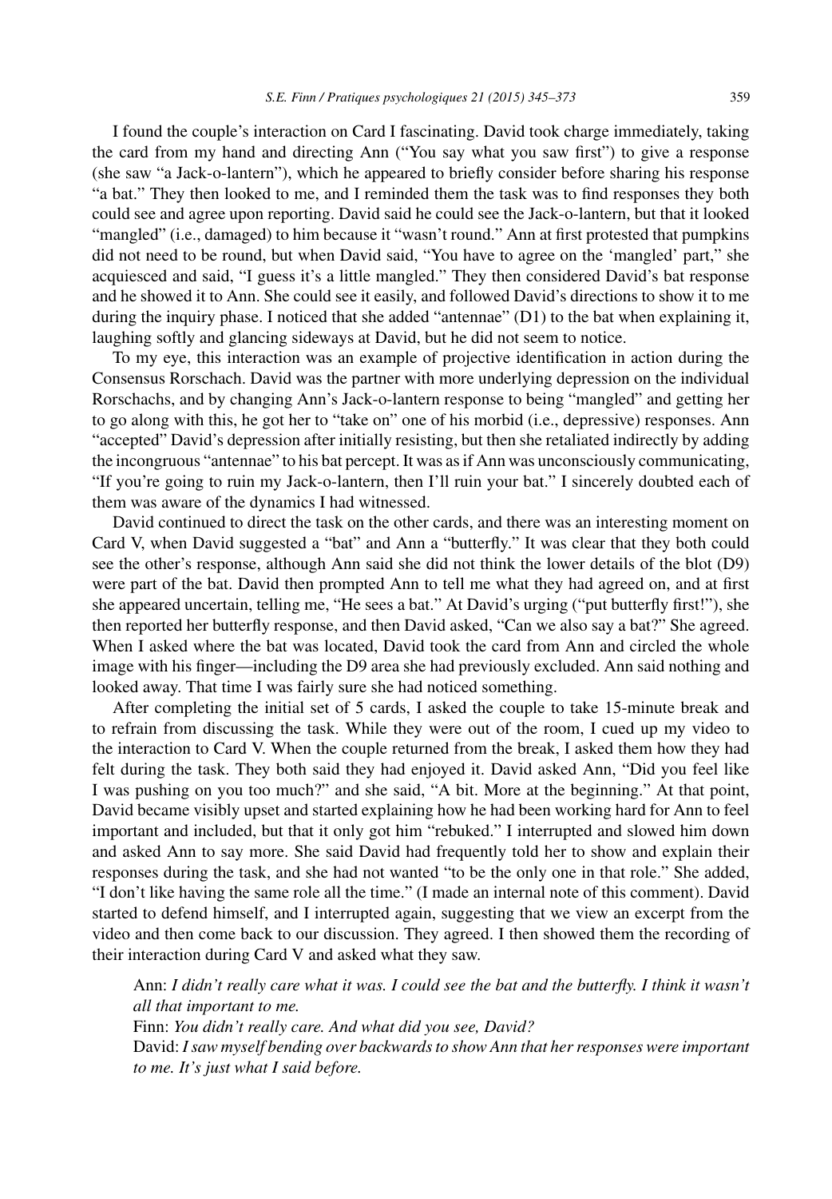I found the couple's interaction on Card I fascinating. David took charge immediately, taking the card from my hand and directing Ann ("You say what you saw first") to give a response (she saw "a Jack-o-lantern"), which he appeared to briefly consider before sharing his response "a bat." They then looked to me, and I reminded them the task was to find responses they both could see and agree upon reporting. David said he could see the Jack-o-lantern, but that it looked "mangled" (i.e., damaged) to him because it "wasn't round." Ann at first protested that pumpkins did not need to be round, but when David said, "You have to agree on the 'mangled' part," she acquiesced and said, "I guess it's a little mangled." They then considered David's bat response and he showed it to Ann. She could see it easily, and followed David's directions to show it to me during the inquiry phase. I noticed that she added "antennae" (D1) to the bat when explaining it, laughing softly and glancing sideways at David, but he did not seem to notice.

To my eye, this interaction was an example of projective identification in action during the Consensus Rorschach. David was the partner with more underlying depression on the individual Rorschachs, and by changing Ann's Jack-o-lantern response to being "mangled" and getting her to go along with this, he got her to "take on" one of his morbid (i.e., depressive) responses. Ann "accepted" David's depression after initially resisting, but then she retaliated indirectly by adding the incongruous "antennae" to his bat percept. It was as if Ann was unconsciously communicating, "If you're going to ruin my Jack-o-lantern, then I'll ruin your bat." I sincerely doubted each of them was aware of the dynamics I had witnessed.

David continued to direct the task on the other cards, and there was an interesting moment on Card V, when David suggested a "bat" and Ann a "butterfly." It was clear that they both could see the other's response, although Ann said she did not think the lower details of the blot (D9) were part of the bat. David then prompted Ann to tell me what they had agreed on, and at first she appeared uncertain, telling me, "He sees a bat." At David's urging ("put butterfly first!"), she then reported her butterfly response, and then David asked, "Can we also say a bat?" She agreed. When I asked where the bat was located, David took the card from Ann and circled the whole image with his finger—including the D9 area she had previously excluded. Ann said nothing and looked away. That time I was fairly sure she had noticed something.

After completing the initial set of 5 cards, I asked the couple to take 15-minute break and to refrain from discussing the task. While they were out of the room, I cued up my video to the interaction to Card V. When the couple returned from the break, I asked them how they had felt during the task. They both said they had enjoyed it. David asked Ann, "Did you feel like I was pushing on you too much?" and she said, "A bit. More at the beginning." At that point, David became visibly upset and started explaining how he had been working hard for Ann to feel important and included, but that it only got him "rebuked." I interrupted and slowed him down and asked Ann to say more. She said David had frequently told her to show and explain their responses during the task, and she had not wanted "to be the only one in that role." She added, "I don't like having the same role all the time." (I made an internal note of this comment). David started to defend himself, and I interrupted again, suggesting that we view an excerpt from the video and then come back to our discussion. They agreed. I then showed them the recording of their interaction during Card V and asked what they saw.

> Ann: *I didn't really care what it was. I could see the bat and the butterfly. I think it wasn't all that important to me.*
> Finn: *You didn't really care. And what did you see, David?*
> David: *I saw myself bending over backwards to show Ann that her responses were important to me. It's just what I said before.*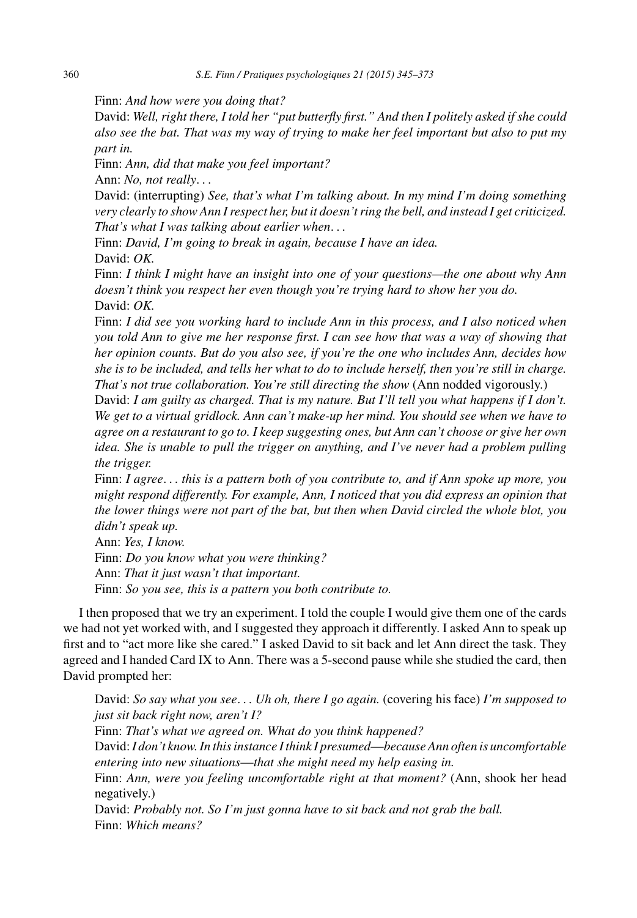Finn: *And how were you doing that?*

David: *Well, right there, I told her "put butterfly first." And then I politely asked if she could also see the bat. That was my way of trying to make her feel important but also to put my part in.*

Finn: *Ann, did that make you feel important?*

Ann: *No, not really...*

David: (interrupting) *See, that's what I'm talking about. In my mind I'm doing something very clearly to show Ann I respect her, but it doesn't ring the bell, and instead I get criticized. That's what I was talking about earlier when...*

Finn: *David, I'm going to break in again, because I have an idea.*

David: *OK.*

Finn: *I think I might have an insight into one of your questions—the one about why Ann doesn't think you respect her even though you're trying hard to show her you do.*

David: *OK.*

Finn: *I did see you working hard to include Ann in this process, and I also noticed when you told Ann to give me her response first. I can see how that was a way of showing that her opinion counts. But do you also see, if you're the one who includes Ann, decides how she is to be included, and tells her what to do to include herself, then you're still in charge. That's not true collaboration. You're still directing the show* (Ann nodded vigorously.)

David: *I am guilty as charged. That is my nature. But I'll tell you what happens if I don't. We get to a virtual gridlock. Ann can't make-up her mind. You should see when we have to agree on a restaurant to go to. I keep suggesting ones, but Ann can't choose or give her own idea. She is unable to pull the trigger on anything, and I've never had a problem pulling the trigger.*

Finn: *I agree... this is a pattern both of you contribute to, and if Ann spoke up more, you might respond differently. For example, Ann, I noticed that you did express an opinion that the lower things were not part of the bat, but then when David circled the whole blot, you didn't speak up.*

Ann: *Yes, I know.*

Finn: *Do you know what you were thinking?*

Ann: *That it just wasn't that important.*

Finn: *So you see, this is a pattern you both contribute to.*

I then proposed that we try an experiment. I told the couple I would give them one of the cards we had not yet worked with, and I suggested they approach it differently. I asked Ann to speak up first and to "act more like she cared." I asked David to sit back and let Ann direct the task. They agreed and I handed Card IX to Ann. There was a 5-second pause while she studied the card, then David prompted her:

David: *So say what you see... Uh oh, there I go again.* (covering his face) *I'm supposed to just sit back right now, aren't I?*

Finn: *That's what we agreed on. What do you think happened?*

David: *I don't know. In this instance I think I presumed—because Ann often is uncomfortable entering into new situations—that she might need my help easing in.*

Finn: *Ann, were you feeling uncomfortable right at that moment?* (Ann, shook her head negatively.)

David: *Probably not. So I'm just gonna have to sit back and not grab the ball.*

Finn: *Which means?*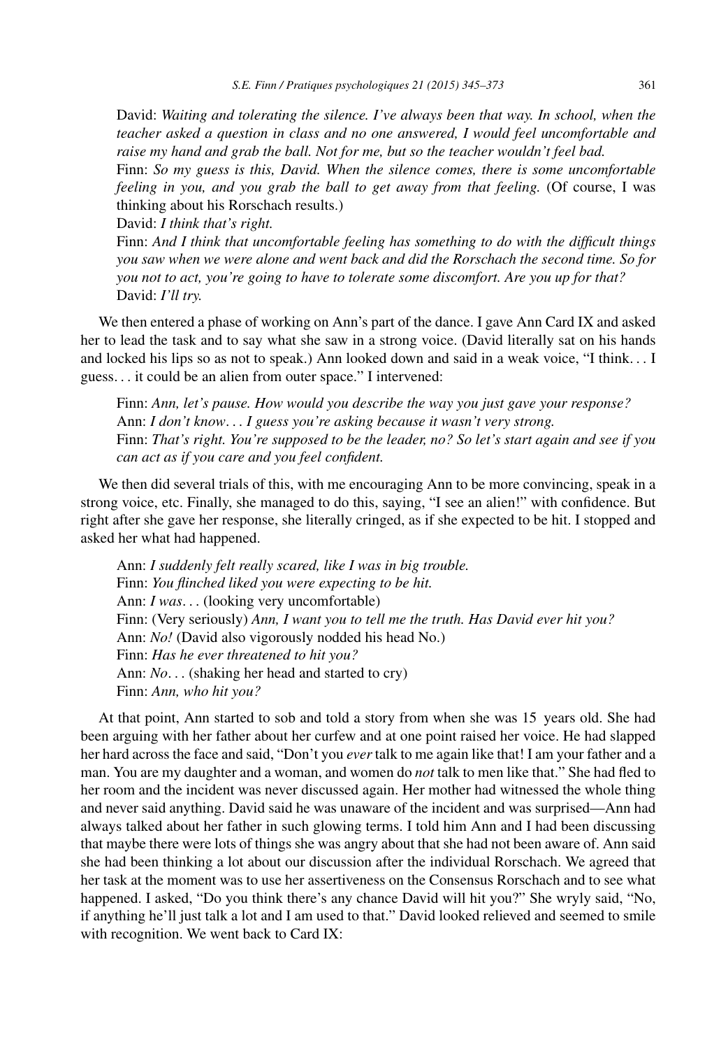David: *Waiting and tolerating the silence. I've always been that way. In school, when the teacher asked a question in class and no one answered, I would feel uncomfortable and raise my hand and grab the ball. Not for me, but so the teacher wouldn't feel bad.*

Finn: *So my guess is this, David. When the silence comes, there is some uncomfortable feeling in you, and you grab the ball to get away from that feeling.* (Of course, I was thinking about his Rorschach results.)

David: *I think that's right.*

Finn: *And I think that uncomfortable feeling has something to do with the difficult things you saw when we were alone and went back and did the Rorschach the second time. So for you not to act, you're going to have to tolerate some discomfort. Are you up for that?*

David: *I'll try.*

We then entered a phase of working on Ann's part of the dance. I gave Ann Card IX and asked her to lead the task and to say what she saw in a strong voice. (David literally sat on his hands and locked his lips so as not to speak.) Ann looked down and said in a weak voice, "I think... I guess... it could be an alien from outer space." I intervened:

Finn: *Ann, let's pause. How would you describe the way you just gave your response?*

Ann: *I don't know... I guess you're asking because it wasn't very strong.*

Finn: *That's right. You're supposed to be the leader, no? So let's start again and see if you can act as if you care and you feel confident.*

We then did several trials of this, with me encouraging Ann to be more convincing, speak in a strong voice, etc. Finally, she managed to do this, saying, "I see an alien!" with confidence. But right after she gave her response, she literally cringed, as if she expected to be hit. I stopped and asked her what had happened.

Ann: *I suddenly felt really scared, like I was in big trouble.*

Finn: *You flinched liked you were expecting to be hit.*

Ann: *I was...* (looking very uncomfortable)

Finn: (Very seriously) *Ann, I want you to tell me the truth. Has David ever hit you?*

Ann: *No!* (David also vigorously nodded his head No.)

Finn: *Has he ever threatened to hit you?*

Ann: *No...* (shaking her head and started to cry)

Finn: *Ann, who hit you?*

At that point, Ann started to sob and told a story from when she was 15 years old. She had been arguing with her father about her curfew and at one point raised her voice. He had slapped her hard across the face and said, "Don't you *ever* talk to me again like that! I am your father and a man. You are my daughter and a woman, and women do *not* talk to men like that." She had fled to her room and the incident was never discussed again. Her mother had witnessed the whole thing and never said anything. David said he was unaware of the incident and was surprised—Ann had always talked about her father in such glowing terms. I told him Ann and I had been discussing that maybe there were lots of things she was angry about that she had not been aware of. Ann said she had been thinking a lot about our discussion after the individual Rorschach. We agreed that her task at the moment was to use her assertiveness on the Consensus Rorschach and to see what happened. I asked, "Do you think there's any chance David will hit you?" She wryly said, "No, if anything he'll just talk a lot and I am used to that." David looked relieved and seemed to smile with recognition. We went back to Card IX: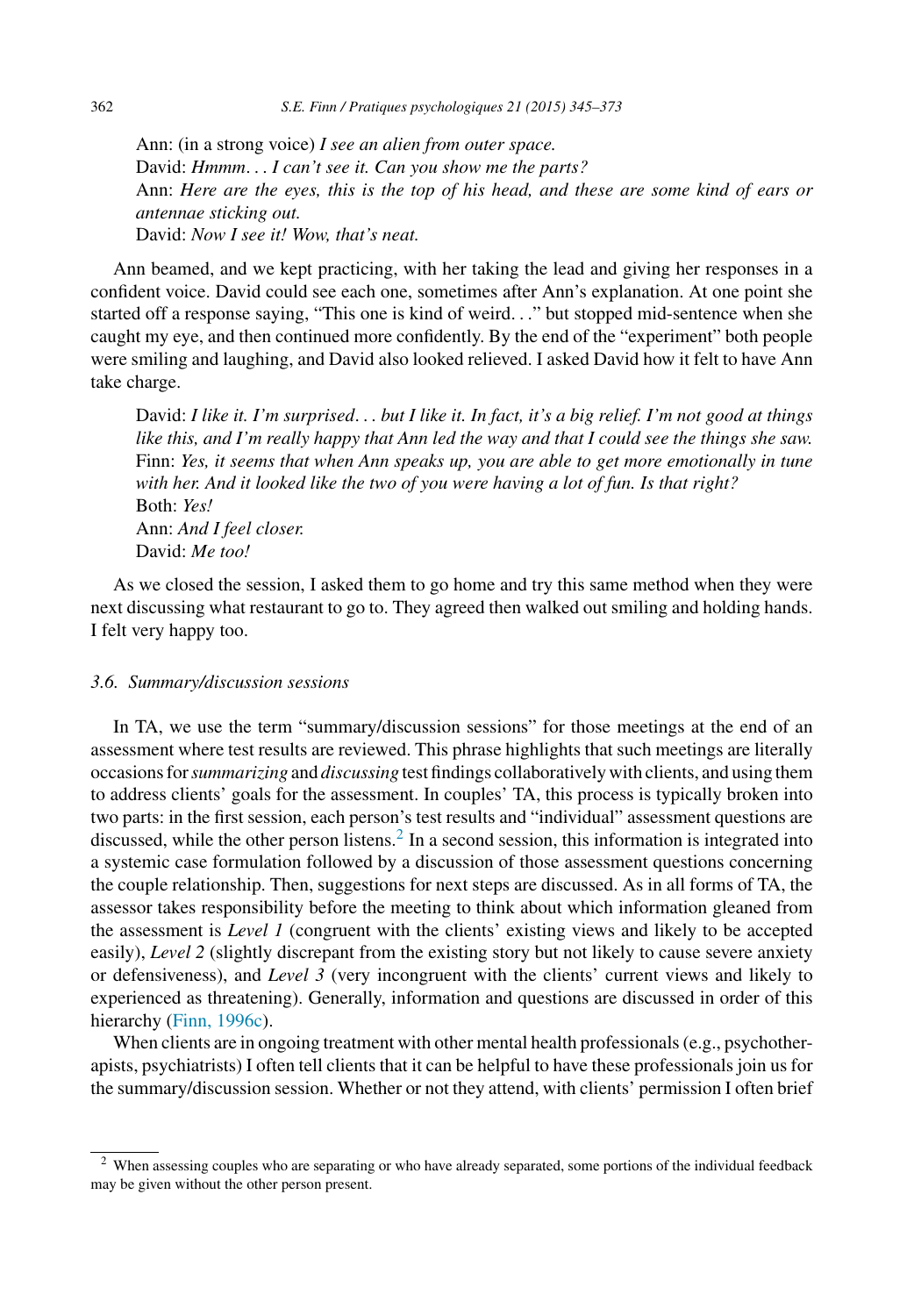Ann: (in a strong voice) *I see an alien from outer space.*
David: *Hmmm. . . I can't see it. Can you show me the parts?*
Ann: *Here are the eyes, this is the top of his head, and these are some kind of ears or antennae sticking out.*
David: *Now I see it! Wow, that's neat.*

Ann beamed, and we kept practicing, with her taking the lead and giving her responses in a confident voice. David could see each one, sometimes after Ann's explanation. At one point she started off a response saying, "This one is kind of weird. . ." but stopped mid-sentence when she caught my eye, and then continued more confidently. By the end of the "experiment" both people were smiling and laughing, and David also looked relieved. I asked David how it felt to have Ann take charge.

David: *I like it. I'm surprised. . . but I like it. In fact, it's a big relief. I'm not good at things like this, and I'm really happy that Ann led the way and that I could see the things she saw.*
Finn: *Yes, it seems that when Ann speaks up, you are able to get more emotionally in tune with her. And it looked like the two of you were having a lot of fun. Is that right?*
Both: *Yes!*
Ann: *And I feel closer.*
David: *Me too!*

As we closed the session, I asked them to go home and try this same method when they were next discussing what restaurant to go to. They agreed then walked out smiling and holding hands. I felt very happy too.

### *3.6. Summary/discussion sessions*

In TA, we use the term "summary/discussion sessions" for those meetings at the end of an assessment where test results are reviewed. This phrase highlights that such meetings are literally occasions for *summarizing* and *discussing* test findings collaboratively with clients, and using them to address clients' goals for the assessment. In couples' TA, this process is typically broken into two parts: in the first session, each person's test results and "individual" assessment questions are discussed, while the other person listens.[2] In a second session, this information is integrated into a systemic case formulation followed by a discussion of those assessment questions concerning the couple relationship. Then, suggestions for next steps are discussed. As in all forms of TA, the assessor takes responsibility before the meeting to think about which information gleaned from the assessment is *Level 1* (congruent with the clients' existing views and likely to be accepted easily), *Level 2* (slightly discrepant from the existing story but not likely to cause severe anxiety or defensiveness), and *Level 3* (very incongruent with the clients' current views and likely to experienced as threatening). Generally, information and questions are discussed in order of this hierarchy (Finn, 1996c).

When clients are in ongoing treatment with other mental health professionals (e.g., psychotherapists, psychiatrists) I often tell clients that it can be helpful to have these professionals join us for the summary/discussion session. Whether or not they attend, with clients' permission I often brief

[2] When assessing couples who are separating or who have already separated, some portions of the individual feedback may be given without the other person present.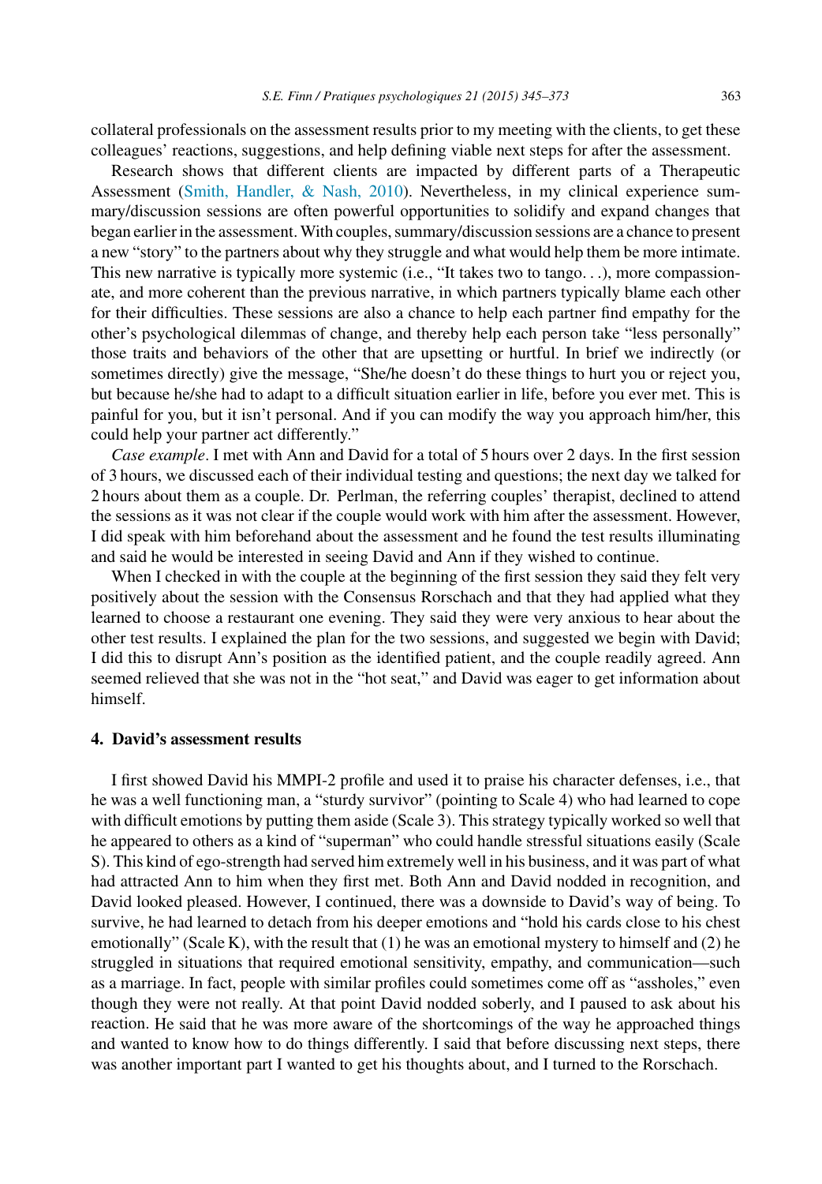collateral professionals on the assessment results prior to my meeting with the clients, to get these colleagues' reactions, suggestions, and help defining viable next steps for after the assessment.

Research shows that different clients are impacted by different parts of a Therapeutic Assessment (Smith, Handler, & Nash, 2010). Nevertheless, in my clinical experience summary/discussion sessions are often powerful opportunities to solidify and expand changes that began earlier in the assessment. With couples, summary/discussion sessions are a chance to present a new "story" to the partners about why they struggle and what would help them be more intimate. This new narrative is typically more systemic (i.e., "It takes two to tango. . .), more compassionate, and more coherent than the previous narrative, in which partners typically blame each other for their difficulties. These sessions are also a chance to help each partner find empathy for the other's psychological dilemmas of change, and thereby help each person take "less personally" those traits and behaviors of the other that are upsetting or hurtful. In brief we indirectly (or sometimes directly) give the message, "She/he doesn't do these things to hurt you or reject you, but because he/she had to adapt to a difficult situation earlier in life, before you ever met. This is painful for you, but it isn't personal. And if you can modify the way you approach him/her, this could help your partner act differently."

*Case example*. I met with Ann and David for a total of 5 hours over 2 days. In the first session of 3 hours, we discussed each of their individual testing and questions; the next day we talked for 2 hours about them as a couple. Dr. Perlman, the referring couples' therapist, declined to attend the sessions as it was not clear if the couple would work with him after the assessment. However, I did speak with him beforehand about the assessment and he found the test results illuminating and said he would be interested in seeing David and Ann if they wished to continue.

When I checked in with the couple at the beginning of the first session they said they felt very positively about the session with the Consensus Rorschach and that they had applied what they learned to choose a restaurant one evening. They said they were very anxious to hear about the other test results. I explained the plan for the two sessions, and suggested we begin with David; I did this to disrupt Ann's position as the identified patient, and the couple readily agreed. Ann seemed relieved that she was not in the "hot seat," and David was eager to get information about himself.

## 4. David's assessment results

I first showed David his MMPI-2 profile and used it to praise his character defenses, i.e., that he was a well functioning man, a "sturdy survivor" (pointing to Scale 4) who had learned to cope with difficult emotions by putting them aside (Scale 3). This strategy typically worked so well that he appeared to others as a kind of "superman" who could handle stressful situations easily (Scale S). This kind of ego-strength had served him extremely well in his business, and it was part of what had attracted Ann to him when they first met. Both Ann and David nodded in recognition, and David looked pleased. However, I continued, there was a downside to David's way of being. To survive, he had learned to detach from his deeper emotions and "hold his cards close to his chest emotionally" (Scale K), with the result that (1) he was an emotional mystery to himself and (2) he struggled in situations that required emotional sensitivity, empathy, and communication—such as a marriage. In fact, people with similar profiles could sometimes come off as "assholes," even though they were not really. At that point David nodded soberly, and I paused to ask about his reaction. He said that he was more aware of the shortcomings of the way he approached things and wanted to know how to do things differently. I said that before discussing next steps, there was another important part I wanted to get his thoughts about, and I turned to the Rorschach.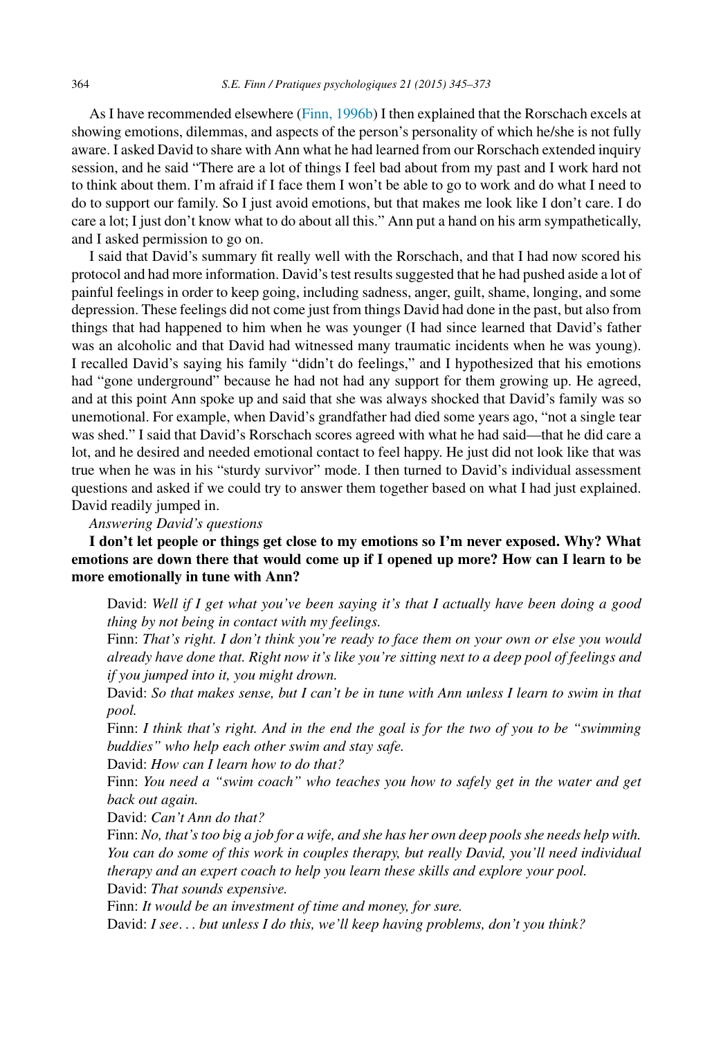As I have recommended elsewhere (Finn, 1996b) I then explained that the Rorschach excels at showing emotions, dilemmas, and aspects of the person's personality of which he/she is not fully aware. I asked David to share with Ann what he had learned from our Rorschach extended inquiry session, and he said "There are a lot of things I feel bad about from my past and I work hard not to think about them. I'm afraid if I face them I won't be able to go to work and do what I need to do to support our family. So I just avoid emotions, but that makes me look like I don't care. I do care a lot; I just don't know what to do about all this." Ann put a hand on his arm sympathetically, and I asked permission to go on.

I said that David's summary fit really well with the Rorschach, and that I had now scored his protocol and had more information. David's test results suggested that he had pushed aside a lot of painful feelings in order to keep going, including sadness, anger, guilt, shame, longing, and some depression. These feelings did not come just from things David had done in the past, but also from things that had happened to him when he was younger (I had since learned that David's father was an alcoholic and that David had witnessed many traumatic incidents when he was young). I recalled David's saying his family "didn't do feelings," and I hypothesized that his emotions had "gone underground" because he had not had any support for them growing up. He agreed, and at this point Ann spoke up and said that she was always shocked that David's family was so unemotional. For example, when David's grandfather had died some years ago, "not a single tear was shed." I said that David's Rorschach scores agreed with what he had said—that he did care a lot, and he desired and needed emotional contact to feel happy. He just did not look like that was true when he was in his "sturdy survivor" mode. I then turned to David's individual assessment questions and asked if we could try to answer them together based on what I had just explained. David readily jumped in.

*Answering David's questions*

**I don't let people or things get close to my emotions so I'm never exposed. Why? What emotions are down there that would come up if I opened up more? How can I learn to be more emotionally in tune with Ann?**

> David: *Well if I get what you've been saying it's that I actually have been doing a good thing by not being in contact with my feelings.*
>
> Finn: *That's right. I don't think you're ready to face them on your own or else you would already have done that. Right now it's like you're sitting next to a deep pool of feelings and if you jumped into it, you might drown.*
>
> David: *So that makes sense, but I can't be in tune with Ann unless I learn to swim in that pool.*
>
> Finn: *I think that's right. And in the end the goal is for the two of you to be "swimming buddies" who help each other swim and stay safe.*
>
> David: *How can I learn how to do that?*
>
> Finn: *You need a "swim coach" who teaches you how to safely get in the water and get back out again.*
>
> David: *Can't Ann do that?*
>
> Finn: *No, that's too big a job for a wife, and she has her own deep pools she needs help with. You can do some of this work in couples therapy, but really David, you'll need individual therapy and an expert coach to help you learn these skills and explore your pool.*
>
> David: *That sounds expensive.*
>
> Finn: *It would be an investment of time and money, for sure.*
>
> David: *I see... but unless I do this, we'll keep having problems, don't you think?*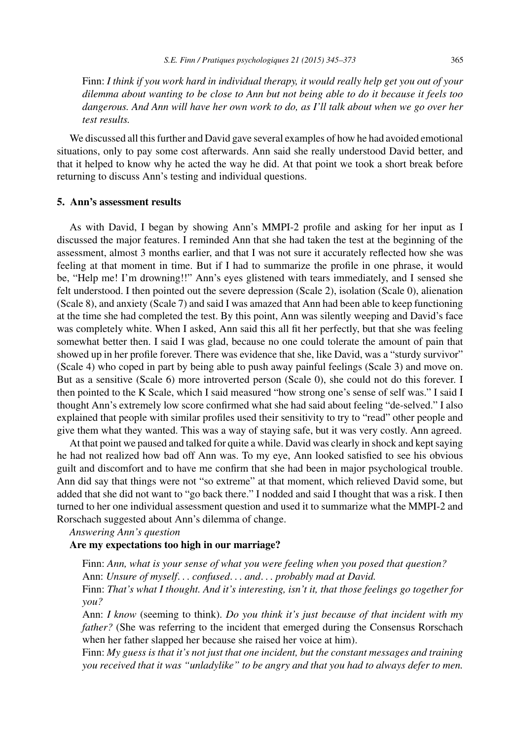Finn: *I think if you work hard in individual therapy, it would really help get you out of your dilemma about wanting to be close to Ann but not being able to do it because it feels too dangerous. And Ann will have her own work to do, as I'll talk about when we go over her test results.*

We discussed all this further and David gave several examples of how he had avoided emotional situations, only to pay some cost afterwards. Ann said she really understood David better, and that it helped to know why he acted the way he did. At that point we took a short break before returning to discuss Ann's testing and individual questions.

## 5. Ann's assessment results

As with David, I began by showing Ann's MMPI-2 profile and asking for her input as I discussed the major features. I reminded Ann that she had taken the test at the beginning of the assessment, almost 3 months earlier, and that I was not sure it accurately reflected how she was feeling at that moment in time. But if I had to summarize the profile in one phrase, it would be, "Help me! I'm drowning!!" Ann's eyes glistened with tears immediately, and I sensed she felt understood. I then pointed out the severe depression (Scale 2), isolation (Scale 0), alienation (Scale 8), and anxiety (Scale 7) and said I was amazed that Ann had been able to keep functioning at the time she had completed the test. By this point, Ann was silently weeping and David's face was completely white. When I asked, Ann said this all fit her perfectly, but that she was feeling somewhat better then. I said I was glad, because no one could tolerate the amount of pain that showed up in her profile forever. There was evidence that she, like David, was a "sturdy survivor" (Scale 4) who coped in part by being able to push away painful feelings (Scale 3) and move on. But as a sensitive (Scale 6) more introverted person (Scale 0), she could not do this forever. I then pointed to the K Scale, which I said measured "how strong one's sense of self was." I said I thought Ann's extremely low score confirmed what she had said about feeling "de-selved." I also explained that people with similar profiles used their sensitivity to try to "read" other people and give them what they wanted. This was a way of staying safe, but it was very costly. Ann agreed.

At that point we paused and talked for quite a while. David was clearly in shock and kept saying he had not realized how bad off Ann was. To my eye, Ann looked satisfied to see his obvious guilt and discomfort and to have me confirm that she had been in major psychological trouble. Ann did say that things were not "so extreme" at that moment, which relieved David some, but added that she did not want to "go back there." I nodded and said I thought that was a risk. I then turned to her one individual assessment question and used it to summarize what the MMPI-2 and Rorschach suggested about Ann's dilemma of change.

*Answering Ann's question*

**Are my expectations too high in our marriage?**

Finn: *Ann, what is your sense of what you were feeling when you posed that question?*

Ann: *Unsure of myself... confused... and... probably mad at David.*

Finn: *That's what I thought. And it's interesting, isn't it, that those feelings go together for you?*

Ann: *I know* (seeming to think). *Do you think it's just because of that incident with my father?* (She was referring to the incident that emerged during the Consensus Rorschach when her father slapped her because she raised her voice at him).

Finn: *My guess is that it's not just that one incident, but the constant messages and training you received that it was "unladylike" to be angry and that you had to always defer to men.*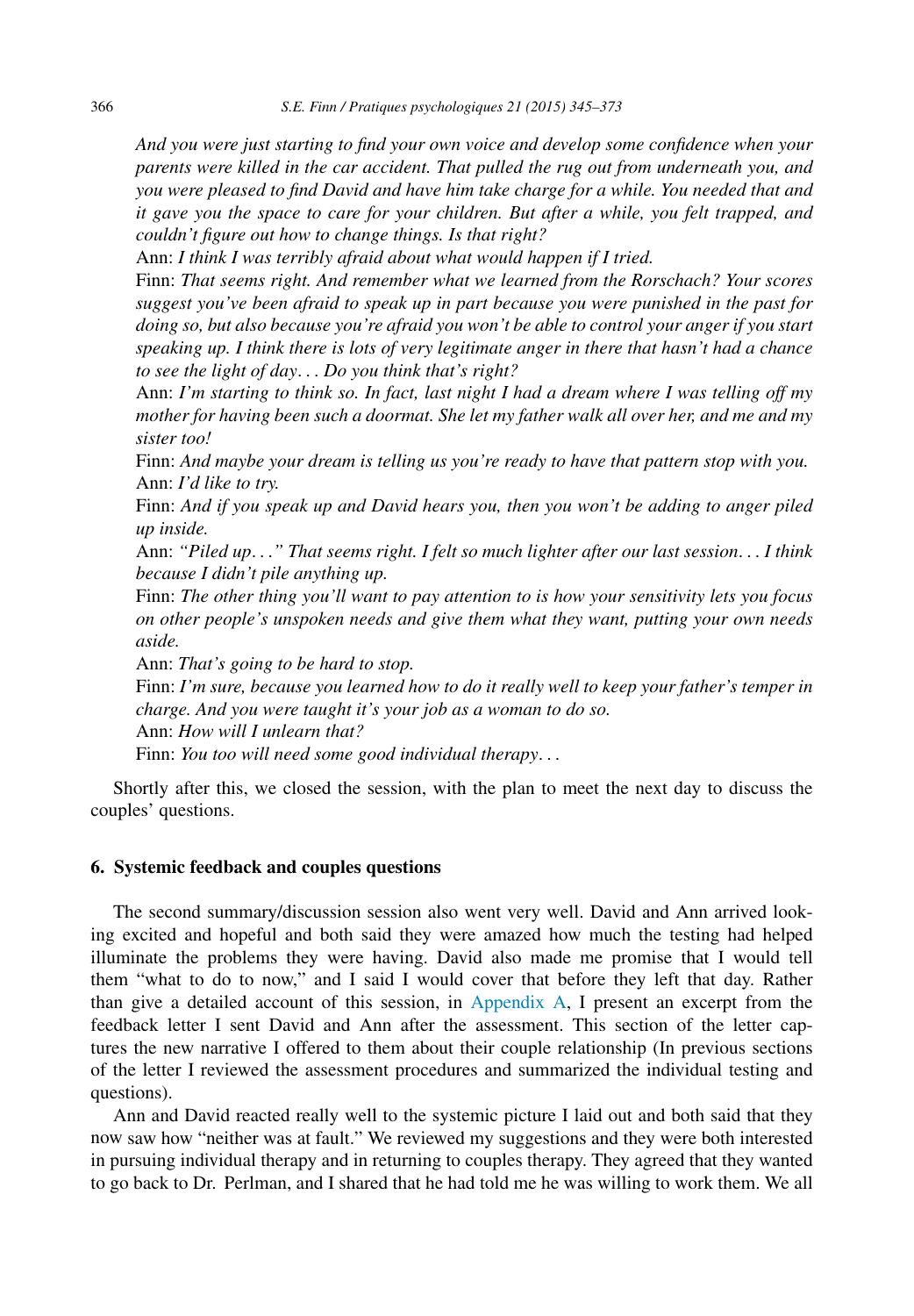*And you were just starting to find your own voice and develop some confidence when your parents were killed in the car accident. That pulled the rug out from underneath you, and you were pleased to find David and have him take charge for a while. You needed that and it gave you the space to care for your children. But after a while, you felt trapped, and couldn't figure out how to change things. Is that right?*

Ann: *I think I was terribly afraid about what would happen if I tried.*

Finn: *That seems right. And remember what we learned from the Rorschach? Your scores suggest you've been afraid to speak up in part because you were punished in the past for doing so, but also because you're afraid you won't be able to control your anger if you start speaking up. I think there is lots of very legitimate anger in there that hasn't had a chance to see the light of day... Do you think that's right?*

Ann: *I'm starting to think so. In fact, last night I had a dream where I was telling off my mother for having been such a doormat. She let my father walk all over her, and me and my sister too!*

Finn: *And maybe your dream is telling us you're ready to have that pattern stop with you.*

Ann: *I'd like to try.*

Finn: *And if you speak up and David hears you, then you won't be adding to anger piled up inside.*

Ann: *"Piled up..." That seems right. I felt so much lighter after our last session... I think because I didn't pile anything up.*

Finn: *The other thing you'll want to pay attention to is how your sensitivity lets you focus on other people's unspoken needs and give them what they want, putting your own needs aside.*

Ann: *That's going to be hard to stop.*

Finn: *I'm sure, because you learned how to do it really well to keep your father's temper in charge. And you were taught it's your job as a woman to do so.*

Ann: *How will I unlearn that?*

Finn: *You too will need some good individual therapy...*

Shortly after this, we closed the session, with the plan to meet the next day to discuss the couples' questions.

## 6. Systemic feedback and couples questions

The second summary/discussion session also went very well. David and Ann arrived looking excited and hopeful and both said they were amazed how much the testing had helped illuminate the problems they were having. David also made me promise that I would tell them "what to do to now," and I said I would cover that before they left that day. Rather than give a detailed account of this session, in Appendix A, I present an excerpt from the feedback letter I sent David and Ann after the assessment. This section of the letter captures the new narrative I offered to them about their couple relationship (In previous sections of the letter I reviewed the assessment procedures and summarized the individual testing and questions).

Ann and David reacted really well to the systemic picture I laid out and both said that they now saw how "neither was at fault." We reviewed my suggestions and they were both interested in pursuing individual therapy and in returning to couples therapy. They agreed that they wanted to go back to Dr. Perlman, and I shared that he had told me he was willing to work them. We all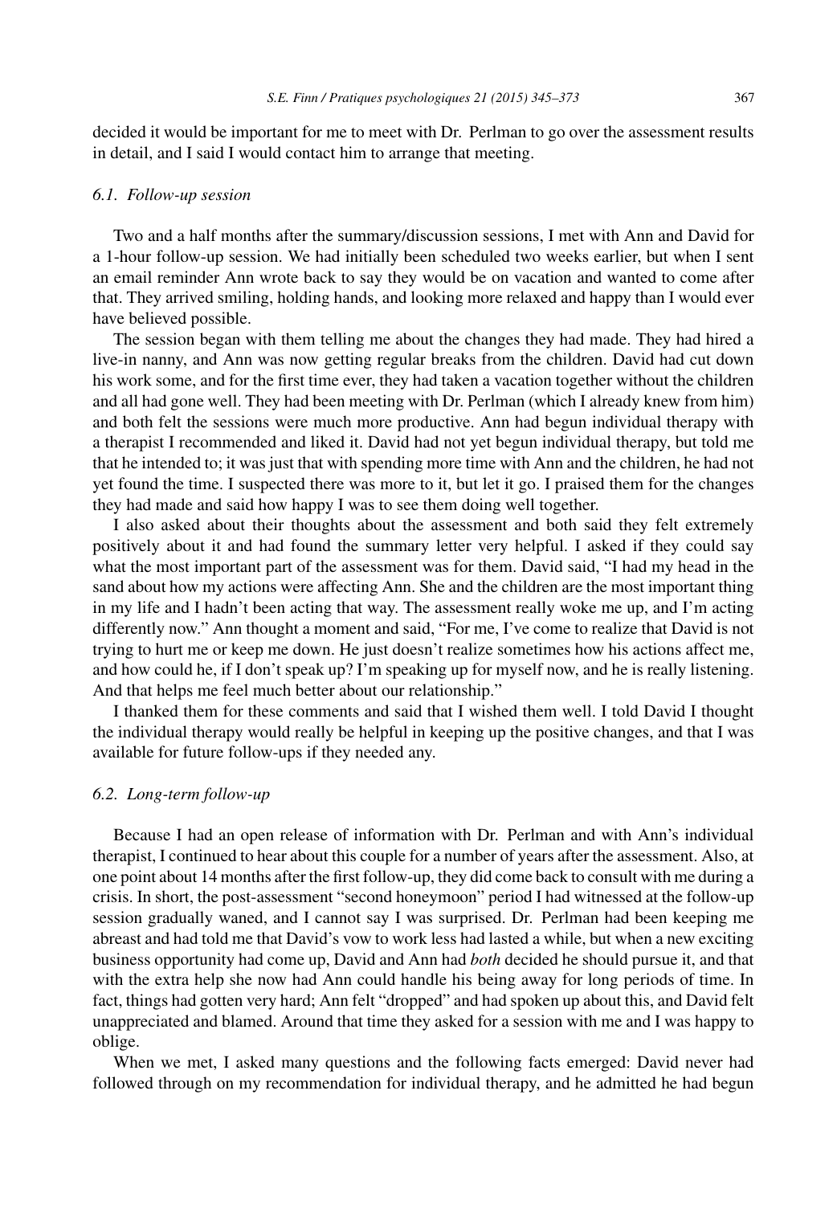decided it would be important for me to meet with Dr. Perlman to go over the assessment results in detail, and I said I would contact him to arrange that meeting.

### 6.1. Follow-up session

Two and a half months after the summary/discussion sessions, I met with Ann and David for a 1-hour follow-up session. We had initially been scheduled two weeks earlier, but when I sent an email reminder Ann wrote back to say they would be on vacation and wanted to come after that. They arrived smiling, holding hands, and looking more relaxed and happy than I would ever have believed possible.

The session began with them telling me about the changes they had made. They had hired a live-in nanny, and Ann was now getting regular breaks from the children. David had cut down his work some, and for the first time ever, they had taken a vacation together without the children and all had gone well. They had been meeting with Dr. Perlman (which I already knew from him) and both felt the sessions were much more productive. Ann had begun individual therapy with a therapist I recommended and liked it. David had not yet begun individual therapy, but told me that he intended to; it was just that with spending more time with Ann and the children, he had not yet found the time. I suspected there was more to it, but let it go. I praised them for the changes they had made and said how happy I was to see them doing well together.

I also asked about their thoughts about the assessment and both said they felt extremely positively about it and had found the summary letter very helpful. I asked if they could say what the most important part of the assessment was for them. David said, "I had my head in the sand about how my actions were affecting Ann. She and the children are the most important thing in my life and I hadn't been acting that way. The assessment really woke me up, and I'm acting differently now." Ann thought a moment and said, "For me, I've come to realize that David is not trying to hurt me or keep me down. He just doesn't realize sometimes how his actions affect me, and how could he, if I don't speak up? I'm speaking up for myself now, and he is really listening. And that helps me feel much better about our relationship."

I thanked them for these comments and said that I wished them well. I told David I thought the individual therapy would really be helpful in keeping up the positive changes, and that I was available for future follow-ups if they needed any.

### 6.2. Long-term follow-up

Because I had an open release of information with Dr. Perlman and with Ann's individual therapist, I continued to hear about this couple for a number of years after the assessment. Also, at one point about 14 months after the first follow-up, they did come back to consult with me during a crisis. In short, the post-assessment "second honeymoon" period I had witnessed at the follow-up session gradually waned, and I cannot say I was surprised. Dr. Perlman had been keeping me abreast and had told me that David's vow to work less had lasted a while, but when a new exciting business opportunity had come up, David and Ann had *both* decided he should pursue it, and that with the extra help she now had Ann could handle his being away for long periods of time. In fact, things had gotten very hard; Ann felt "dropped" and had spoken up about this, and David felt unappreciated and blamed. Around that time they asked for a session with me and I was happy to oblige.

When we met, I asked many questions and the following facts emerged: David never had followed through on my recommendation for individual therapy, and he admitted he had begun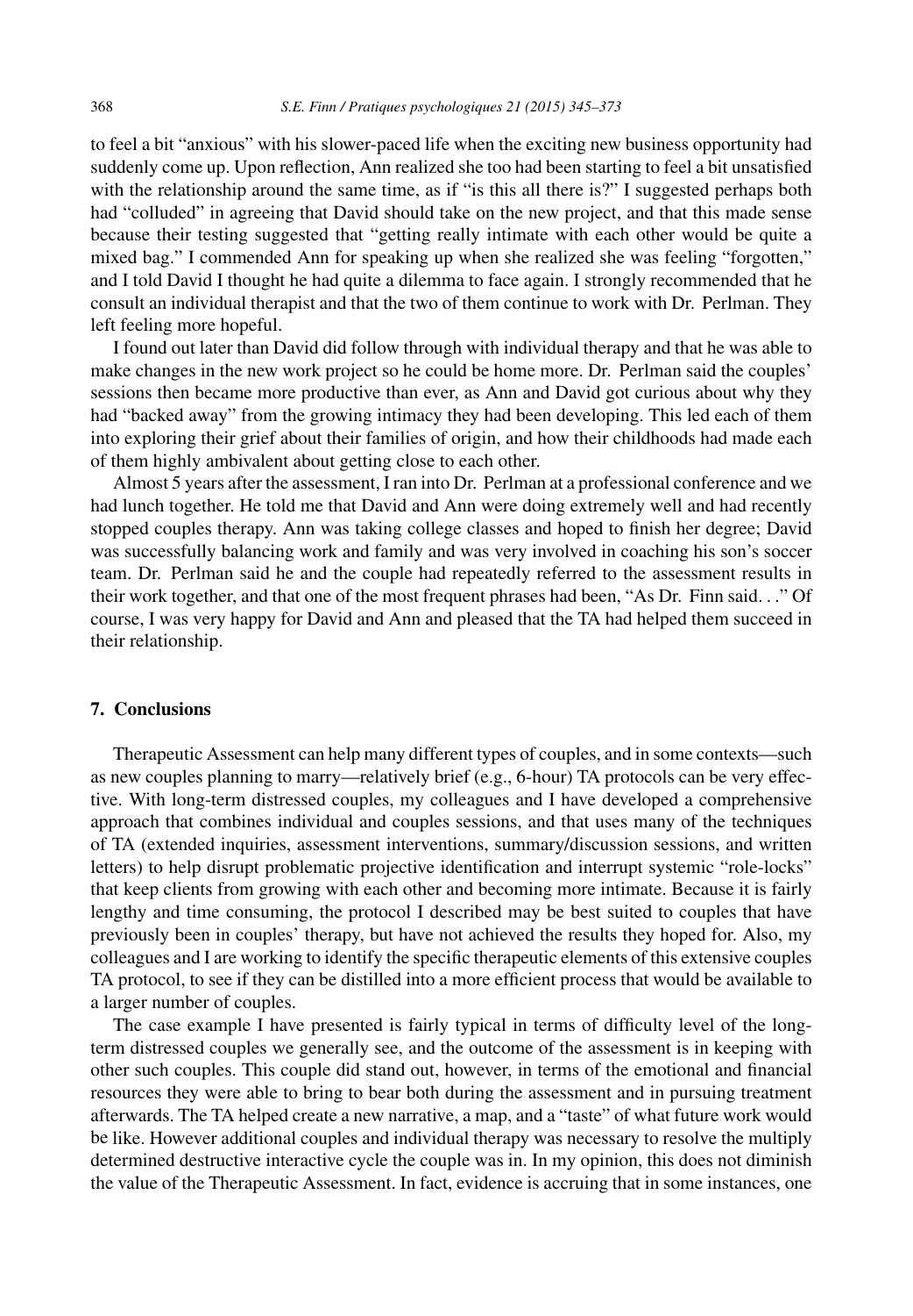to feel a bit "anxious" with his slower-paced life when the exciting new business opportunity had suddenly come up. Upon reflection, Ann realized she too had been starting to feel a bit unsatisfied with the relationship around the same time, as if "is this all there is?" I suggested perhaps both had "colluded" in agreeing that David should take on the new project, and that this made sense because their testing suggested that "getting really intimate with each other would be quite a mixed bag." I commended Ann for speaking up when she realized she was feeling "forgotten," and I told David I thought he had quite a dilemma to face again. I strongly recommended that he consult an individual therapist and that the two of them continue to work with Dr. Perlman. They left feeling more hopeful.

I found out later than David did follow through with individual therapy and that he was able to make changes in the new work project so he could be home more. Dr. Perlman said the couples' sessions then became more productive than ever, as Ann and David got curious about why they had "backed away" from the growing intimacy they had been developing. This led each of them into exploring their grief about their families of origin, and how their childhoods had made each of them highly ambivalent about getting close to each other.

Almost 5 years after the assessment, I ran into Dr. Perlman at a professional conference and we had lunch together. He told me that David and Ann were doing extremely well and had recently stopped couples therapy. Ann was taking college classes and hoped to finish her degree; David was successfully balancing work and family and was very involved in coaching his son's soccer team. Dr. Perlman said he and the couple had repeatedly referred to the assessment results in their work together, and that one of the most frequent phrases had been, "As Dr. Finn said..." Of course, I was very happy for David and Ann and pleased that the TA had helped them succeed in their relationship.

## 7. Conclusions

Therapeutic Assessment can help many different types of couples, and in some contexts—such as new couples planning to marry—relatively brief (e.g., 6-hour) TA protocols can be very effective. With long-term distressed couples, my colleagues and I have developed a comprehensive approach that combines individual and couples sessions, and that uses many of the techniques of TA (extended inquiries, assessment interventions, summary/discussion sessions, and written letters) to help disrupt problematic projective identification and interrupt systemic "role-locks" that keep clients from growing with each other and becoming more intimate. Because it is fairly lengthy and time consuming, the protocol I described may be best suited to couples that have previously been in couples' therapy, but have not achieved the results they hoped for. Also, my colleagues and I are working to identify the specific therapeutic elements of this extensive couples TA protocol, to see if they can be distilled into a more efficient process that would be available to a larger number of couples.

The case example I have presented is fairly typical in terms of difficulty level of the long-term distressed couples we generally see, and the outcome of the assessment is in keeping with other such couples. This couple did stand out, however, in terms of the emotional and financial resources they were able to bring to bear both during the assessment and in pursuing treatment afterwards. The TA helped create a new narrative, a map, and a "taste" of what future work would be like. However additional couples and individual therapy was necessary to resolve the multiply determined destructive interactive cycle the couple was in. In my opinion, this does not diminish the value of the Therapeutic Assessment. In fact, evidence is accruing that in some instances, one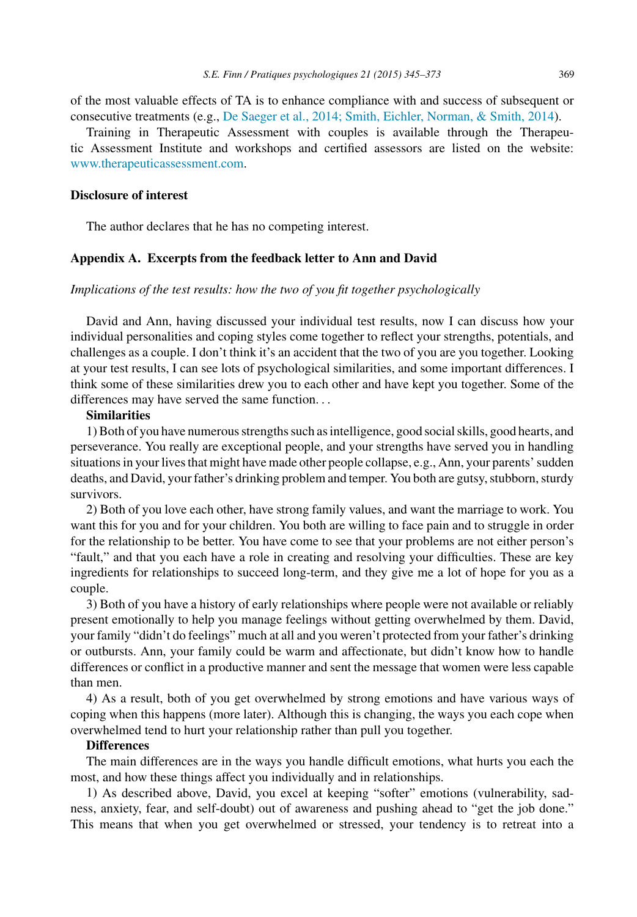of the most valuable effects of TA is to enhance compliance with and success of subsequent or consecutive treatments (e.g., De Saeger et al., 2014; Smith, Eichler, Norman, & Smith, 2014).

Training in Therapeutic Assessment with couples is available through the Therapeutic Assessment Institute and workshops and certified assessors are listed on the website: www.therapeuticassessment.com.

## Disclosure of interest

The author declares that he has no competing interest.

## Appendix A. Excerpts from the feedback letter to Ann and David

*Implications of the test results: how the two of you fit together psychologically*

David and Ann, having discussed your individual test results, now I can discuss how your individual personalities and coping styles come together to reflect your strengths, potentials, and challenges as a couple. I don't think it's an accident that the two of you are you together. Looking at your test results, I can see lots of psychological similarities, and some important differences. I think some of these similarities drew you to each other and have kept you together. Some of the differences may have served the same function. . .

**Similarities**

1) Both of you have numerous strengths such as intelligence, good social skills, good hearts, and perseverance. You really are exceptional people, and your strengths have served you in handling situations in your lives that might have made other people collapse, e.g., Ann, your parents' sudden deaths, and David, your father's drinking problem and temper. You both are gutsy, stubborn, sturdy survivors.

2) Both of you love each other, have strong family values, and want the marriage to work. You want this for you and for your children. You both are willing to face pain and to struggle in order for the relationship to be better. You have come to see that your problems are not either person's "fault," and that you each have a role in creating and resolving your difficulties. These are key ingredients for relationships to succeed long-term, and they give me a lot of hope for you as a couple.

3) Both of you have a history of early relationships where people were not available or reliably present emotionally to help you manage feelings without getting overwhelmed by them. David, your family "didn't do feelings" much at all and you weren't protected from your father's drinking or outbursts. Ann, your family could be warm and affectionate, but didn't know how to handle differences or conflict in a productive manner and sent the message that women were less capable than men.

4) As a result, both of you get overwhelmed by strong emotions and have various ways of coping when this happens (more later). Although this is changing, the ways you each cope when overwhelmed tend to hurt your relationship rather than pull you together.

**Differences**

The main differences are in the ways you handle difficult emotions, what hurts you each the most, and how these things affect you individually and in relationships.

1) As described above, David, you excel at keeping "softer" emotions (vulnerability, sadness, anxiety, fear, and self-doubt) out of awareness and pushing ahead to "get the job done." This means that when you get overwhelmed or stressed, your tendency is to retreat into a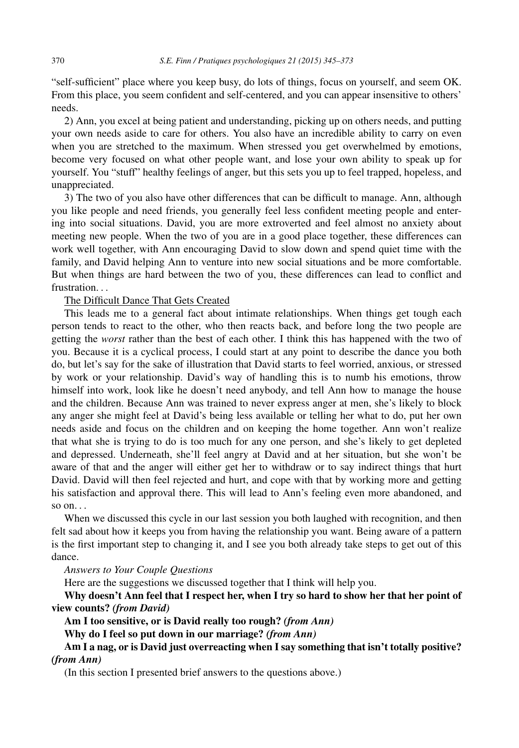"self-sufficient" place where you keep busy, do lots of things, focus on yourself, and seem OK. From this place, you seem confident and self-centered, and you can appear insensitive to others' needs.

2) Ann, you excel at being patient and understanding, picking up on others needs, and putting your own needs aside to care for others. You also have an incredible ability to carry on even when you are stretched to the maximum. When stressed you get overwhelmed by emotions, become very focused on what other people want, and lose your own ability to speak up for yourself. You "stuff" healthy feelings of anger, but this sets you up to feel trapped, hopeless, and unappreciated.

3) The two of you also have other differences that can be difficult to manage. Ann, although you like people and need friends, you generally feel less confident meeting people and entering into social situations. David, you are more extroverted and feel almost no anxiety about meeting new people. When the two of you are in a good place together, these differences can work well together, with Ann encouraging David to slow down and spend quiet time with the family, and David helping Ann to venture into new social situations and be more comfortable. But when things are hard between the two of you, these differences can lead to conflict and frustration...

<u>The Difficult Dance That Gets Created</u>

This leads me to a general fact about intimate relationships. When things get tough each person tends to react to the other, who then reacts back, and before long the two people are getting the *worst* rather than the best of each other. I think this has happened with the two of you. Because it is a cyclical process, I could start at any point to describe the dance you both do, but let's say for the sake of illustration that David starts to feel worried, anxious, or stressed by work or your relationship. David's way of handling this is to numb his emotions, throw himself into work, look like he doesn't need anybody, and tell Ann how to manage the house and the children. Because Ann was trained to never express anger at men, she's likely to block any anger she might feel at David's being less available or telling her what to do, put her own needs aside and focus on the children and on keeping the home together. Ann won't realize that what she is trying to do is too much for any one person, and she's likely to get depleted and depressed. Underneath, she'll feel angry at David and at her situation, but she won't be aware of that and the anger will either get her to withdraw or to say indirect things that hurt David. David will then feel rejected and hurt, and cope with that by working more and getting his satisfaction and approval there. This will lead to Ann's feeling even more abandoned, and so on...

When we discussed this cycle in our last session you both laughed with recognition, and then felt sad about how it keeps you from having the relationship you want. Being aware of a pattern is the first important step to changing it, and I see you both already take steps to get out of this dance.

*Answers to Your Couple Questions*

Here are the suggestions we discussed together that I think will help you.

**Why doesn't Ann feel that I respect her, when I try so hard to show her that her point of view counts?** ***(from David)***

**Am I too sensitive, or is David really too rough?** ***(from Ann)***

**Why do I feel so put down in our marriage?** ***(from Ann)***

**Am I a nag, or is David just overreacting when I say something that isn't totally positive?** ***(from Ann)***

(In this section I presented brief answers to the questions above.)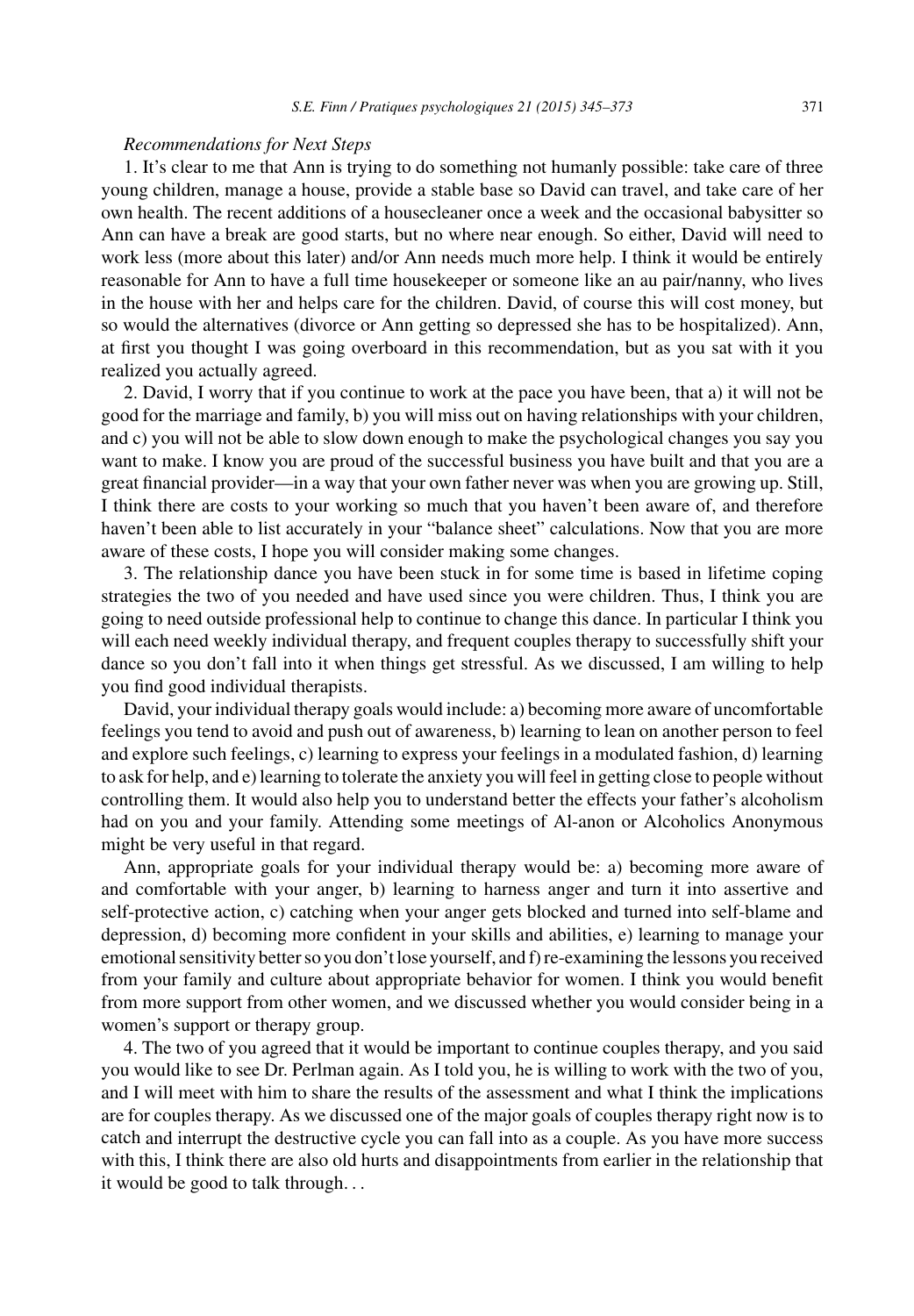*Recommendations for Next Steps*

1. It's clear to me that Ann is trying to do something not humanly possible: take care of three young children, manage a house, provide a stable base so David can travel, and take care of her own health. The recent additions of a housecleaner once a week and the occasional babysitter so Ann can have a break are good starts, but no where near enough. So either, David will need to work less (more about this later) and/or Ann needs much more help. I think it would be entirely reasonable for Ann to have a full time housekeeper or someone like an au pair/nanny, who lives in the house with her and helps care for the children. David, of course this will cost money, but so would the alternatives (divorce or Ann getting so depressed she has to be hospitalized). Ann, at first you thought I was going overboard in this recommendation, but as you sat with it you realized you actually agreed.

2. David, I worry that if you continue to work at the pace you have been, that a) it will not be good for the marriage and family, b) you will miss out on having relationships with your children, and c) you will not be able to slow down enough to make the psychological changes you say you want to make. I know you are proud of the successful business you have built and that you are a great financial provider—in a way that your own father never was when you are growing up. Still, I think there are costs to your working so much that you haven't been aware of, and therefore haven't been able to list accurately in your "balance sheet" calculations. Now that you are more aware of these costs, I hope you will consider making some changes.

3. The relationship dance you have been stuck in for some time is based in lifetime coping strategies the two of you needed and have used since you were children. Thus, I think you are going to need outside professional help to continue to change this dance. In particular I think you will each need weekly individual therapy, and frequent couples therapy to successfully shift your dance so you don't fall into it when things get stressful. As we discussed, I am willing to help you find good individual therapists.

David, your individual therapy goals would include: a) becoming more aware of uncomfortable feelings you tend to avoid and push out of awareness, b) learning to lean on another person to feel and explore such feelings, c) learning to express your feelings in a modulated fashion, d) learning to ask for help, and e) learning to tolerate the anxiety you will feel in getting close to people without controlling them. It would also help you to understand better the effects your father's alcoholism had on you and your family. Attending some meetings of Al-anon or Alcoholics Anonymous might be very useful in that regard.

Ann, appropriate goals for your individual therapy would be: a) becoming more aware of and comfortable with your anger, b) learning to harness anger and turn it into assertive and self-protective action, c) catching when your anger gets blocked and turned into self-blame and depression, d) becoming more confident in your skills and abilities, e) learning to manage your emotional sensitivity better so you don't lose yourself, and f) re-examining the lessons you received from your family and culture about appropriate behavior for women. I think you would benefit from more support from other women, and we discussed whether you would consider being in a women's support or therapy group.

4. The two of you agreed that it would be important to continue couples therapy, and you said you would like to see Dr. Perlman again. As I told you, he is willing to work with the two of you, and I will meet with him to share the results of the assessment and what I think the implications are for couples therapy. As we discussed one of the major goals of couples therapy right now is to catch and interrupt the destructive cycle you can fall into as a couple. As you have more success with this, I think there are also old hurts and disappointments from earlier in the relationship that it would be good to talk through. . .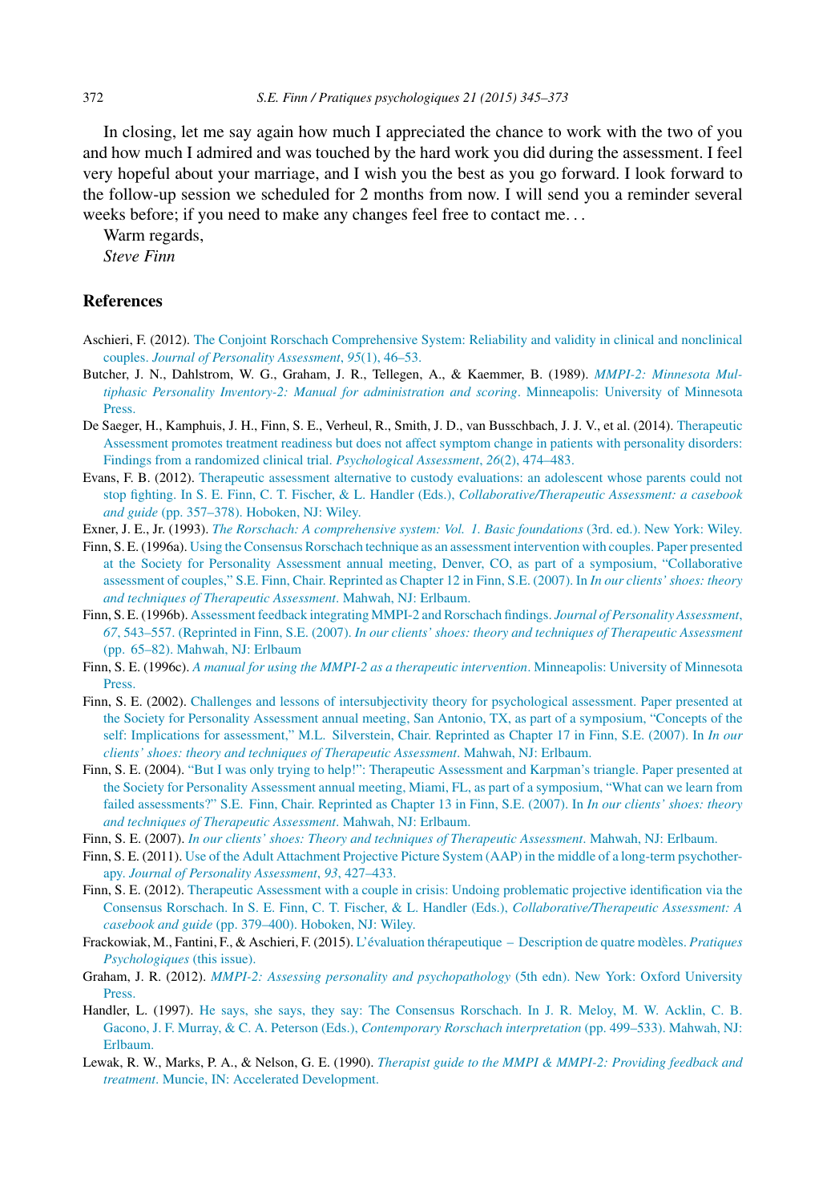In closing, let me say again how much I appreciated the chance to work with the two of you and how much I admired and was touched by the hard work you did during the assessment. I feel very hopeful about your marriage, and I wish you the best as you go forward. I look forward to the follow-up session we scheduled for 2 months from now. I will send you a reminder several weeks before; if you need to make any changes feel free to contact me...

Warm regards,

*Steve Finn*

## References

Aschieri, F. (2012). The Conjoint Rorschach Comprehensive System: Reliability and validity in clinical and nonclinical couples. *Journal of Personality Assessment*, *95*(1), 46–53.

Butcher, J. N., Dahlstrom, W. G., Graham, J. R., Tellegen, A., & Kaemmer, B. (1989). *MMPI-2: Minnesota Multiphasic Personality Inventory-2: Manual for administration and scoring*. Minneapolis: University of Minnesota Press.

De Saeger, H., Kamphuis, J. H., Finn, S. E., Verheul, R., Smith, J. D., van Busschbach, J. J. V., et al. (2014). Therapeutic Assessment promotes treatment readiness but does not affect symptom change in patients with personality disorders: Findings from a randomized clinical trial. *Psychological Assessment*, *26*(2), 474–483.

Evans, F. B. (2012). Therapeutic assessment alternative to custody evaluations: an adolescent whose parents could not stop fighting. In S. E. Finn, C. T. Fischer, & L. Handler (Eds.), *Collaborative/Therapeutic Assessment: a casebook and guide* (pp. 357–378). Hoboken, NJ: Wiley.

Exner, J. E., Jr. (1993). *The Rorschach: A comprehensive system: Vol. 1. Basic foundations* (3rd. ed.). New York: Wiley.

Finn, S. E. (1996a). Using the Consensus Rorschach technique as an assessment intervention with couples. Paper presented at the Society for Personality Assessment annual meeting, Denver, CO, as part of a symposium, "Collaborative assessment of couples," S.E. Finn, Chair. Reprinted as Chapter 12 in Finn, S.E. (2007). In *In our clients' shoes: theory and techniques of Therapeutic Assessment*. Mahwah, NJ: Erlbaum.

Finn, S. E. (1996b). Assessment feedback integrating MMPI-2 and Rorschach findings. *Journal of Personality Assessment*, *67*, 543–557. (Reprinted in Finn, S.E. (2007). *In our clients' shoes: theory and techniques of Therapeutic Assessment* (pp. 65–82). Mahwah, NJ: Erlbaum

Finn, S. E. (1996c). *A manual for using the MMPI-2 as a therapeutic intervention*. Minneapolis: University of Minnesota Press.

Finn, S. E. (2002). Challenges and lessons of intersubjectivity theory for psychological assessment. Paper presented at the Society for Personality Assessment annual meeting, San Antonio, TX, as part of a symposium, "Concepts of the self: Implications for assessment," M.L. Silverstein, Chair. Reprinted as Chapter 17 in Finn, S.E. (2007). In *In our clients' shoes: theory and techniques of Therapeutic Assessment*. Mahwah, NJ: Erlbaum.

Finn, S. E. (2004). "But I was only trying to help!": Therapeutic Assessment and Karpman's triangle. Paper presented at the Society for Personality Assessment annual meeting, Miami, FL, as part of a symposium, "What can we learn from failed assessments?" S.E. Finn, Chair. Reprinted as Chapter 13 in Finn, S.E. (2007). In *In our clients' shoes: theory and techniques of Therapeutic Assessment*. Mahwah, NJ: Erlbaum.

Finn, S. E. (2007). *In our clients' shoes: Theory and techniques of Therapeutic Assessment*. Mahwah, NJ: Erlbaum.

Finn, S. E. (2011). Use of the Adult Attachment Projective Picture System (AAP) in the middle of a long-term psychotherapy. *Journal of Personality Assessment*, *93*, 427–433.

Finn, S. E. (2012). Therapeutic Assessment with a couple in crisis: Undoing problematic projective identification via the Consensus Rorschach. In S. E. Finn, C. T. Fischer, & L. Handler (Eds.), *Collaborative/Therapeutic Assessment: A casebook and guide* (pp. 379–400). Hoboken, NJ: Wiley.

Frackowiak, M., Fantini, F., & Aschieri, F. (2015). L'évaluation thérapeutique – Description de quatre modèles. *Pratiques Psychologiques* (this issue).

Graham, J. R. (2012). *MMPI-2: Assessing personality and psychopathology* (5th edn). New York: Oxford University Press.

Handler, L. (1997). He says, she says, they say: The Consensus Rorschach. In J. R. Meloy, M. W. Acklin, C. B. Gacono, J. F. Murray, & C. A. Peterson (Eds.), *Contemporary Rorschach interpretation* (pp. 499–533). Mahwah, NJ: Erlbaum.

Lewak, R. W., Marks, P. A., & Nelson, G. E. (1990). *Therapist guide to the MMPI & MMPI-2: Providing feedback and treatment*. Muncie, IN: Accelerated Development.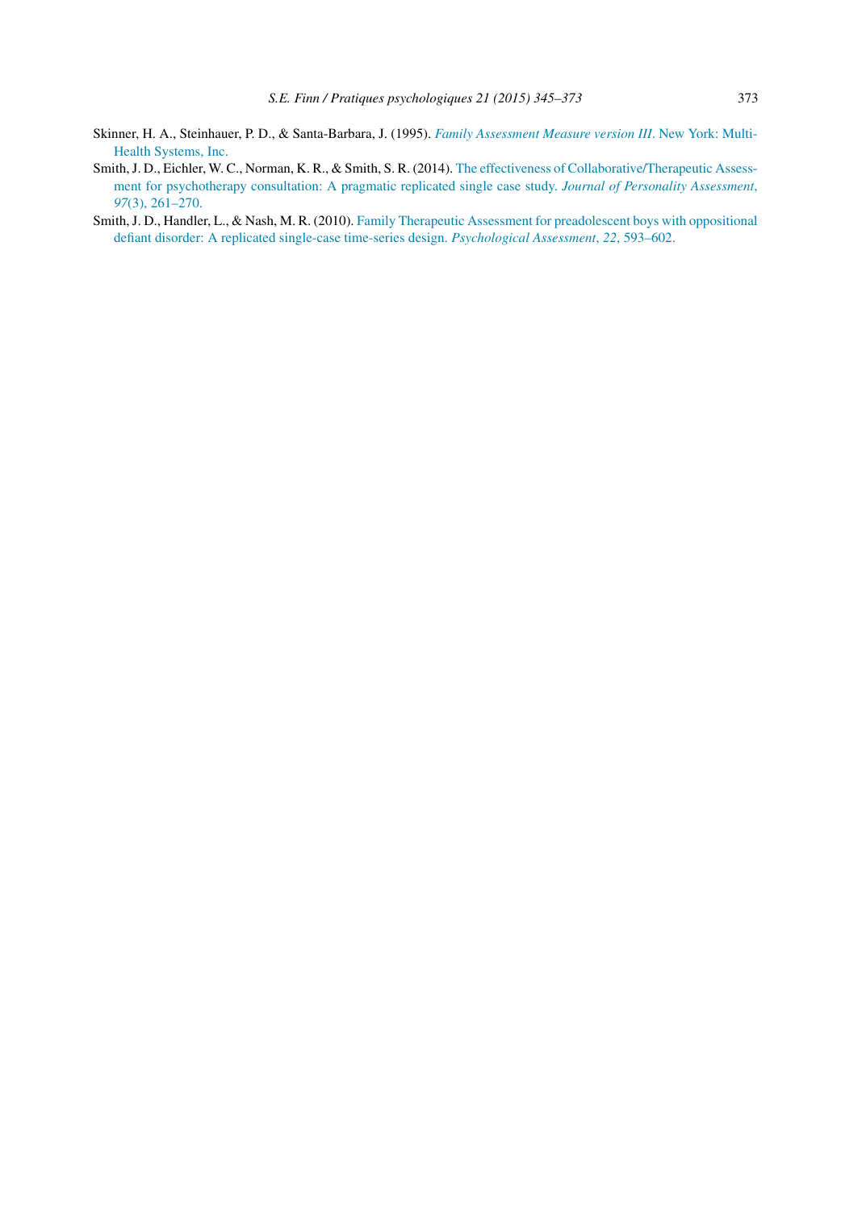Skinner, H. A., Steinhauer, P. D., & Santa-Barbara, J. (1995). *Family Assessment Measure version III*. New York: Multi-Health Systems, Inc.

Smith, J. D., Eichler, W. C., Norman, K. R., & Smith, S. R. (2014). The effectiveness of Collaborative/Therapeutic Assessment for psychotherapy consultation: A pragmatic replicated single case study. *Journal of Personality Assessment*, *97*(3), 261–270.

Smith, J. D., Handler, L., & Nash, M. R. (2010). Family Therapeutic Assessment for preadolescent boys with oppositional defiant disorder: A replicated single-case time-series design. *Psychological Assessment*, *22*, 593–602.